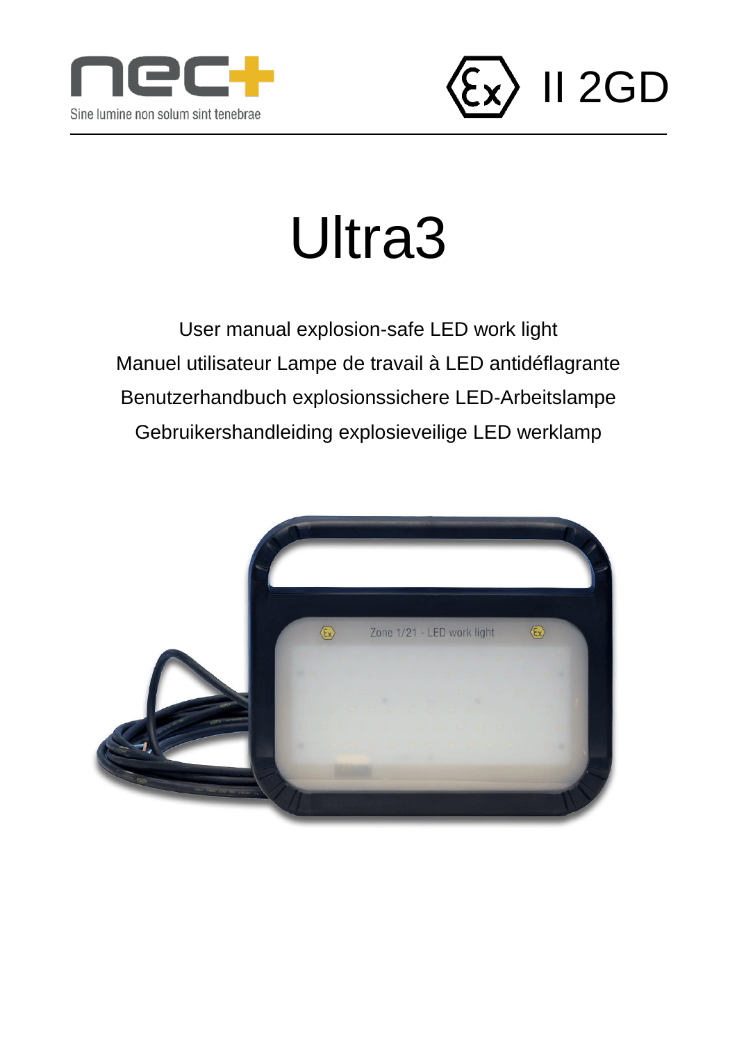nec+

Sine lumine non solum sint tenebrae

II 2GD

# Ultra3

User manual explosion-safe LED work light

Manuel utilisateur Lampe de travail à LED antidéflagrante

Benutzerhandbuch explosionssichere LED-Arbeitslampe

Gebruikershandleiding explosieveilige LED werklamp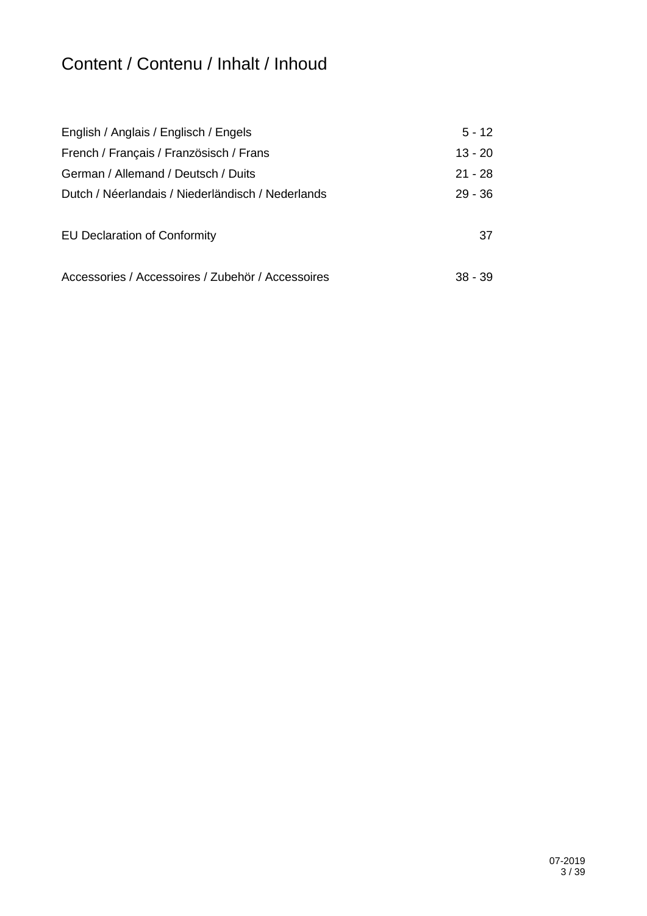# Content / Contenu / Inhalt / Inhoud

| | |
|---|---|
| English / Anglais / Englisch / Engels | 5 - 12 |
| French / Français / Französisch / Frans | 13 - 20 |
| German / Allemand / Deutsch / Duits | 21 - 28 |
| Dutch / Néerlandais / Niederländisch / Nederlands | 29 - 36 |
| EU Declaration of Conformity | 37 |
| Accessories / Accessoires / Zubehör / Accessoires | 38 - 39 |

07-2019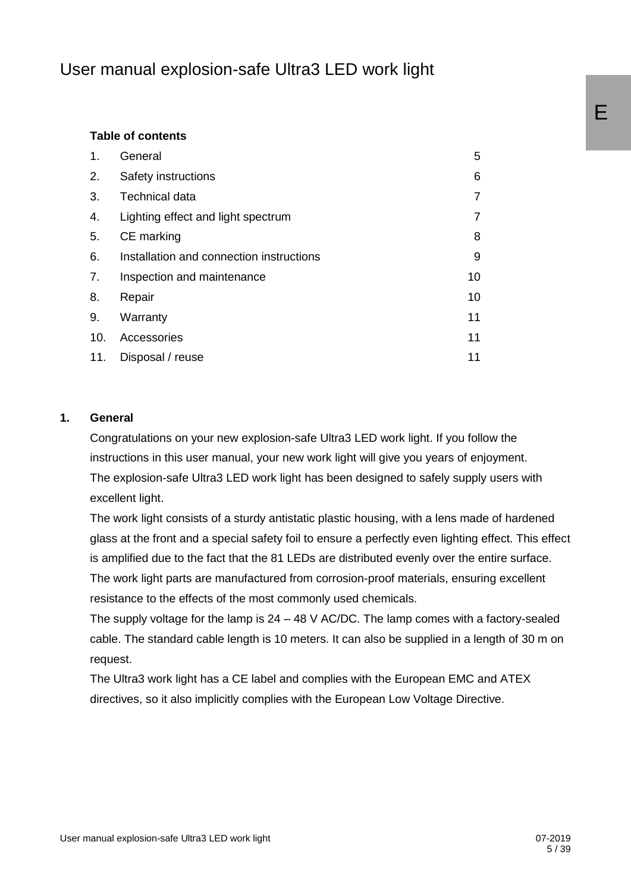# User manual explosion-safe Ultra3 LED work light

**Table of contents**

| | | |
|---|---|---|
| 1. | General | 5 |
| 2. | Safety instructions | 6 |
| 3. | Technical data | 7 |
| 4. | Lighting effect and light spectrum | 7 |
| 5. | CE marking | 8 |
| 6. | Installation and connection instructions | 9 |
| 7. | Inspection and maintenance | 10 |
| 8. | Repair | 10 |
| 9. | Warranty | 11 |
| 10. | Accessories | 11 |
| 11. | Disposal / reuse | 11 |

## 1. General

Congratulations on your new explosion-safe Ultra3 LED work light. If you follow the instructions in this user manual, your new work light will give you years of enjoyment.
The explosion-safe Ultra3 LED work light has been designed to safely supply users with excellent light.
The work light consists of a sturdy antistatic plastic housing, with a lens made of hardened glass at the front and a special safety foil to ensure a perfectly even lighting effect. This effect is amplified due to the fact that the 81 LEDs are distributed evenly over the entire surface.
The work light parts are manufactured from corrosion-proof materials, ensuring excellent resistance to the effects of the most commonly used chemicals.
The supply voltage for the lamp is 24 – 48 V AC/DC. The lamp comes with a factory-sealed cable. The standard cable length is 10 meters. It can also be supplied in a length of 30 m on request.
The Ultra3 work light has a CE label and complies with the European EMC and ATEX directives, so it also implicitly complies with the European Low Voltage Directive.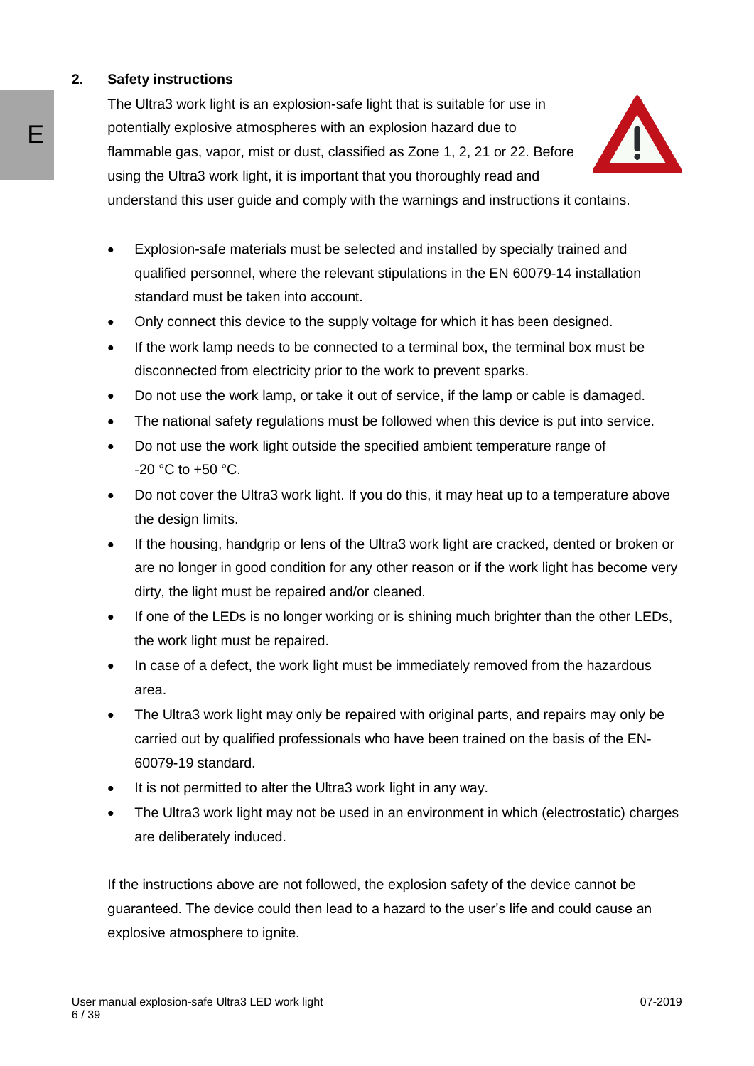## 2. Safety instructions

The Ultra3 work light is an explosion-safe light that is suitable for use in potentially explosive atmospheres with an explosion hazard due to flammable gas, vapor, mist or dust, classified as Zone 1, 2, 21 or 22. Before using the Ultra3 work light, it is important that you thoroughly read and understand this user guide and comply with the warnings and instructions it contains.

- Explosion-safe materials must be selected and installed by specially trained and qualified personnel, where the relevant stipulations in the EN 60079-14 installation standard must be taken into account.
- Only connect this device to the supply voltage for which it has been designed.
- If the work lamp needs to be connected to a terminal box, the terminal box must be disconnected from electricity prior to the work to prevent sparks.
- Do not use the work lamp, or take it out of service, if the lamp or cable is damaged.
- The national safety regulations must be followed when this device is put into service.
- Do not use the work light outside the specified ambient temperature range of -20 °C to +50 °C.
- Do not cover the Ultra3 work light. If you do this, it may heat up to a temperature above the design limits.
- If the housing, handgrip or lens of the Ultra3 work light are cracked, dented or broken or are no longer in good condition for any other reason or if the work light has become very dirty, the light must be repaired and/or cleaned.
- If one of the LEDs is no longer working or is shining much brighter than the other LEDs, the work light must be repaired.
- In case of a defect, the work light must be immediately removed from the hazardous area.
- The Ultra3 work light may only be repaired with original parts, and repairs may only be carried out by qualified professionals who have been trained on the basis of the EN-60079-19 standard.
- It is not permitted to alter the Ultra3 work light in any way.
- The Ultra3 work light may not be used in an environment in which (electrostatic) charges are deliberately induced.

If the instructions above are not followed, the explosion safety of the device cannot be guaranteed. The device could then lead to a hazard to the user's life and could cause an explosive atmosphere to ignite.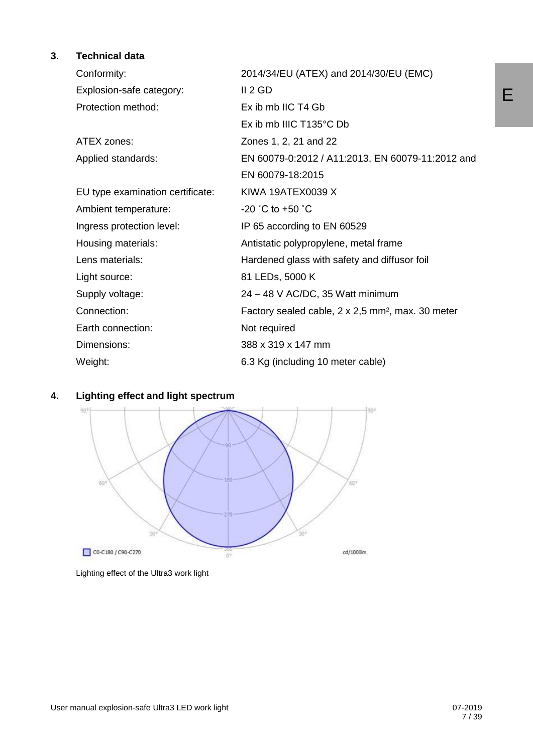## 3. Technical data

| | |
|---|---|
| Conformity: | 2014/34/EU (ATEX) and 2014/30/EU (EMC) |
| Explosion-safe category: | II 2 GD |
| Protection method: | Ex ib mb IIC T4 Gb |
| | Ex ib mb IIIC T135°C Db |
| ATEX zones: | Zones 1, 2, 21 and 22 |
| Applied standards: | EN 60079-0:2012 / A11:2013, EN 60079-11:2012 and EN 60079-18:2015 |
| EU type examination certificate: | KIWA 19ATEX0039 X |
| Ambient temperature: | -20 ˚C to +50 ˚C |
| Ingress protection level: | IP 65 according to EN 60529 |
| Housing materials: | Antistatic polypropylene, metal frame |
| Lens materials: | Hardened glass with safety and diffusor foil |
| Light source: | 81 LEDs, 5000 K |
| Supply voltage: | 24 – 48 V AC/DC, 35 Watt minimum |
| Connection: | Factory sealed cable, 2 x 2,5 mm², max. 30 meter |
| Earth connection: | Not required |
| Dimensions: | 388 x 319 x 147 mm |
| Weight: | 6.3 Kg (including 10 meter cable) |

## 4. Lighting effect and light spectrum

Lighting effect of the Ultra3 work light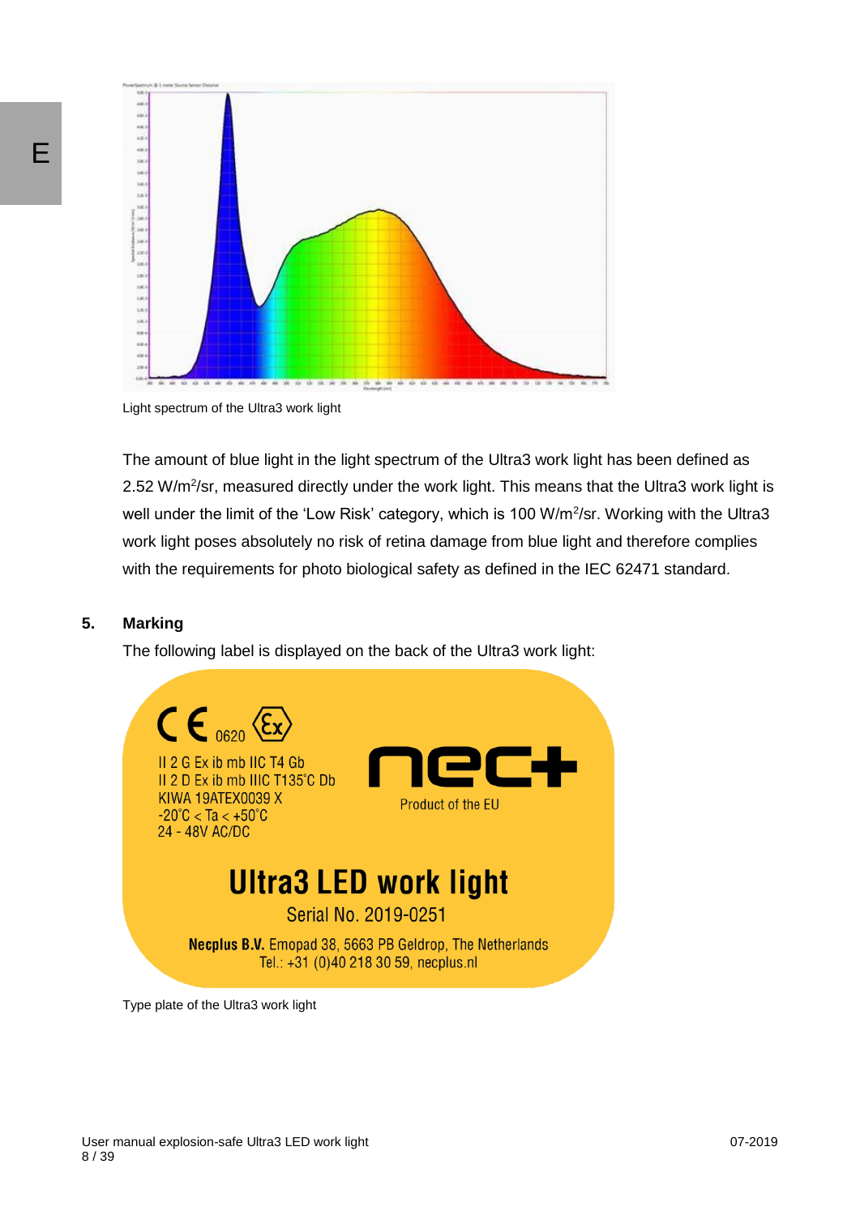Light spectrum of the Ultra3 work light

The amount of blue light in the light spectrum of the Ultra3 work light has been defined as 2.52 W/m$^2$/sr, measured directly under the work light. This means that the Ultra3 work light is well under the limit of the 'Low Risk' category, which is 100 W/m$^2$/sr. Working with the Ultra3 work light poses absolutely no risk of retina damage from blue light and therefore complies with the requirements for photo biological safety as defined in the IEC 62471 standard.

## 5. Marking

The following label is displayed on the back of the Ultra3 work light:

CE 0620 Ex

II 2 G Ex ib mb IIC T4 Gb
II 2 D Ex ib mb IIIC T135°C Db
KIWA 19ATEX0039 X
-20°C < Ta < +50°C
24 - 48V AC/DC

nec+
Product of the EU

**Ultra3 LED work light**

Serial No. 2019-0251

**Necplus B.V.** Emopad 38, 5663 PB Geldrop, The Netherlands
Tel.: +31 (0)40 218 30 59, necplus.nl

Type plate of the Ultra3 work light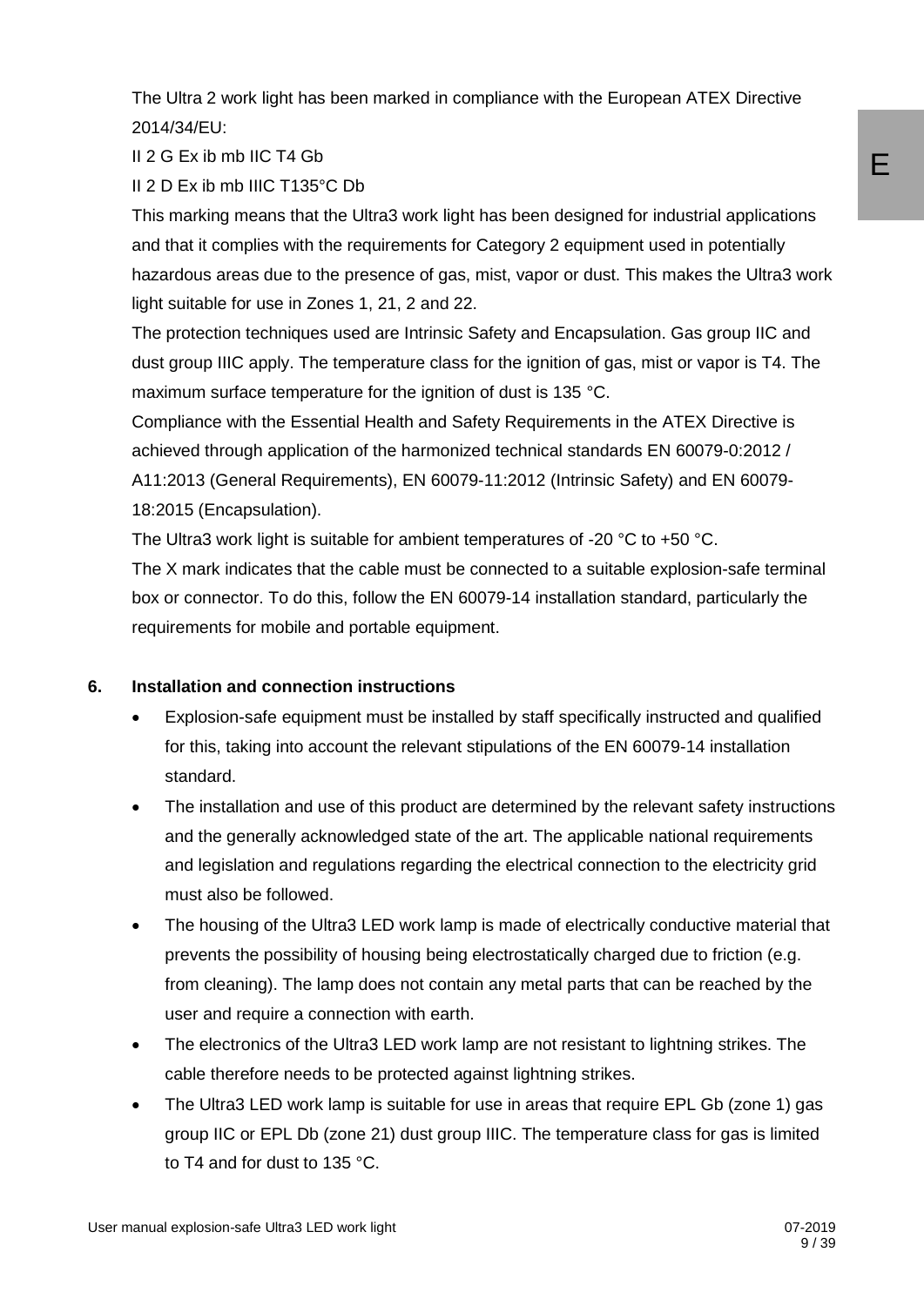The Ultra 2 work light has been marked in compliance with the European ATEX Directive 2014/34/EU:

II 2 G Ex ib mb IIC T4 Gb

II 2 D Ex ib mb IIIC T135°C Db

This marking means that the Ultra3 work light has been designed for industrial applications and that it complies with the requirements for Category 2 equipment used in potentially hazardous areas due to the presence of gas, mist, vapor or dust. This makes the Ultra3 work light suitable for use in Zones 1, 21, 2 and 22.

The protection techniques used are Intrinsic Safety and Encapsulation. Gas group IIC and dust group IIIC apply. The temperature class for the ignition of gas, mist or vapor is T4. The maximum surface temperature for the ignition of dust is 135 °C.

Compliance with the Essential Health and Safety Requirements in the ATEX Directive is achieved through application of the harmonized technical standards EN 60079-0:2012 / A11:2013 (General Requirements), EN 60079-11:2012 (Intrinsic Safety) and EN 60079-18:2015 (Encapsulation).

The Ultra3 work light is suitable for ambient temperatures of -20 °C to +50 °C.

The X mark indicates that the cable must be connected to a suitable explosion-safe terminal box or connector. To do this, follow the EN 60079-14 installation standard, particularly the requirements for mobile and portable equipment.

## 6. Installation and connection instructions

- Explosion-safe equipment must be installed by staff specifically instructed and qualified for this, taking into account the relevant stipulations of the EN 60079-14 installation standard.
- The installation and use of this product are determined by the relevant safety instructions and the generally acknowledged state of the art. The applicable national requirements and legislation and regulations regarding the electrical connection to the electricity grid must also be followed.
- The housing of the Ultra3 LED work lamp is made of electrically conductive material that prevents the possibility of housing being electrostatically charged due to friction (e.g. from cleaning). The lamp does not contain any metal parts that can be reached by the user and require a connection with earth.
- The electronics of the Ultra3 LED work lamp are not resistant to lightning strikes. The cable therefore needs to be protected against lightning strikes.
- The Ultra3 LED work lamp is suitable for use in areas that require EPL Gb (zone 1) gas group IIC or EPL Db (zone 21) dust group IIIC. The temperature class for gas is limited to T4 and for dust to 135 °C.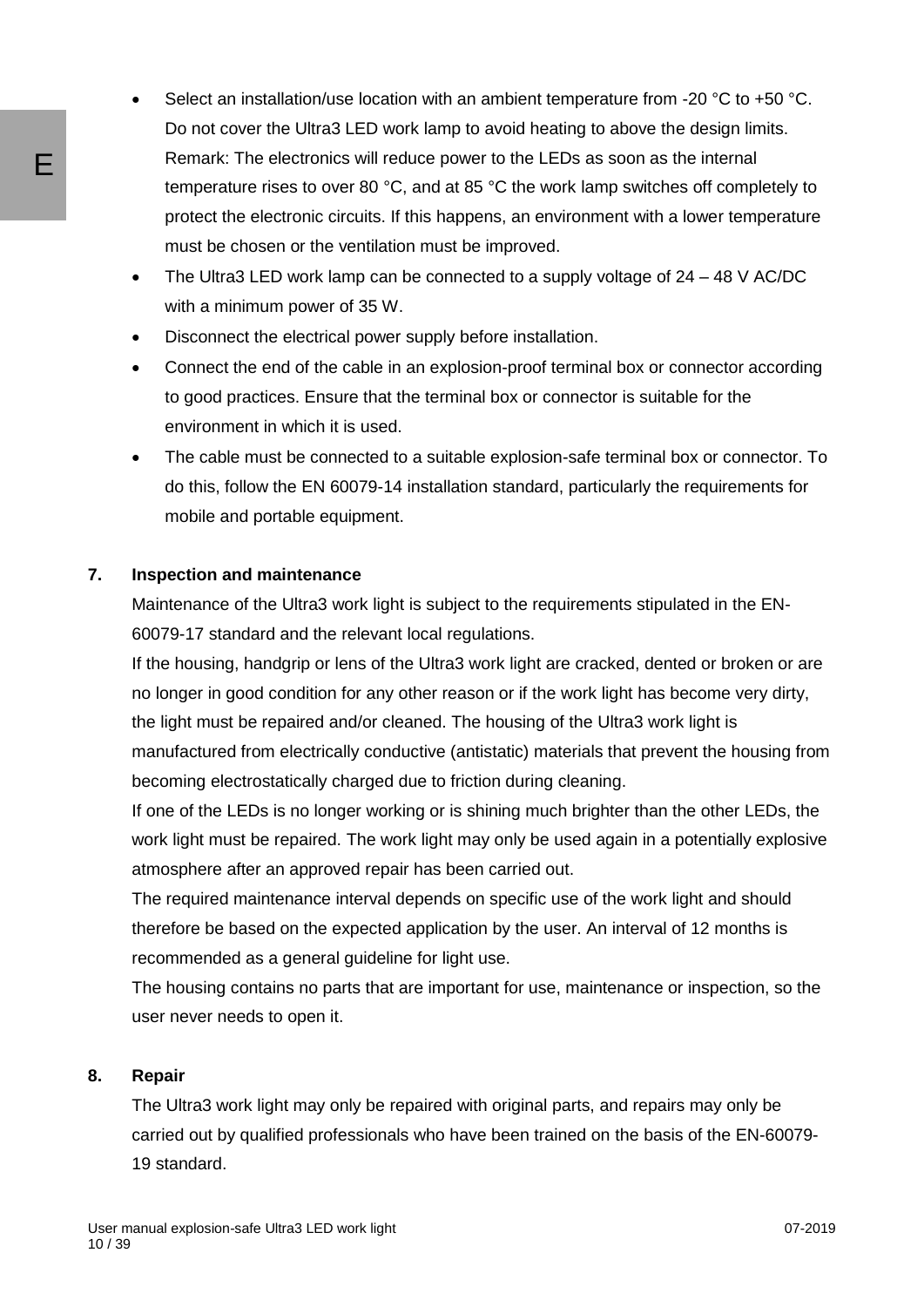- Select an installation/use location with an ambient temperature from -20 °C to +50 °C. Do not cover the Ultra3 LED work lamp to avoid heating to above the design limits. Remark: The electronics will reduce power to the LEDs as soon as the internal temperature rises to over 80 °C, and at 85 °C the work lamp switches off completely to protect the electronic circuits. If this happens, an environment with a lower temperature must be chosen or the ventilation must be improved.
- The Ultra3 LED work lamp can be connected to a supply voltage of 24 – 48 V AC/DC with a minimum power of 35 W.
- Disconnect the electrical power supply before installation.
- Connect the end of the cable in an explosion-proof terminal box or connector according to good practices. Ensure that the terminal box or connector is suitable for the environment in which it is used.
- The cable must be connected to a suitable explosion-safe terminal box or connector. To do this, follow the EN 60079-14 installation standard, particularly the requirements for mobile and portable equipment.

## 7. Inspection and maintenance

Maintenance of the Ultra3 work light is subject to the requirements stipulated in the EN-60079-17 standard and the relevant local regulations.

If the housing, handgrip or lens of the Ultra3 work light are cracked, dented or broken or are no longer in good condition for any other reason or if the work light has become very dirty, the light must be repaired and/or cleaned. The housing of the Ultra3 work light is manufactured from electrically conductive (antistatic) materials that prevent the housing from becoming electrostatically charged due to friction during cleaning.

If one of the LEDs is no longer working or is shining much brighter than the other LEDs, the work light must be repaired. The work light may only be used again in a potentially explosive atmosphere after an approved repair has been carried out.

The required maintenance interval depends on specific use of the work light and should therefore be based on the expected application by the user. An interval of 12 months is recommended as a general guideline for light use.

The housing contains no parts that are important for use, maintenance or inspection, so the user never needs to open it.

## 8. Repair

The Ultra3 work light may only be repaired with original parts, and repairs may only be carried out by qualified professionals who have been trained on the basis of the EN-60079-19 standard.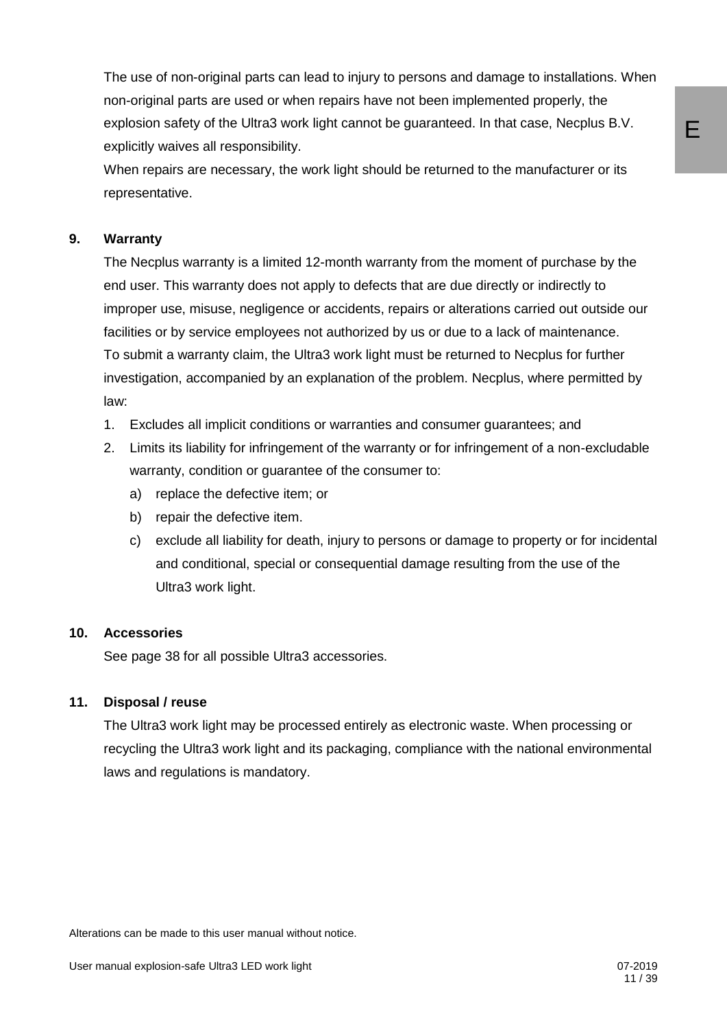The use of non-original parts can lead to injury to persons and damage to installations. When non-original parts are used or when repairs have not been implemented properly, the explosion safety of the Ultra3 work light cannot be guaranteed. In that case, Necplus B.V. explicitly waives all responsibility.
When repairs are necessary, the work light should be returned to the manufacturer or its representative.

## 9. Warranty

The Necplus warranty is a limited 12-month warranty from the moment of purchase by the end user. This warranty does not apply to defects that are due directly or indirectly to improper use, misuse, negligence or accidents, repairs or alterations carried out outside our facilities or by service employees not authorized by us or due to a lack of maintenance.
To submit a warranty claim, the Ultra3 work light must be returned to Necplus for further investigation, accompanied by an explanation of the problem. Necplus, where permitted by law:

1. Excludes all implicit conditions or warranties and consumer guarantees; and
2. Limits its liability for infringement of the warranty or for infringement of a non-excludable warranty, condition or guarantee of the consumer to:
   a) replace the defective item; or
   b) repair the defective item.
   c) exclude all liability for death, injury to persons or damage to property or for incidental and conditional, special or consequential damage resulting from the use of the Ultra3 work light.

## 10. Accessories

See page 38 for all possible Ultra3 accessories.

## 11. Disposal / reuse

The Ultra3 work light may be processed entirely as electronic waste. When processing or recycling the Ultra3 work light and its packaging, compliance with the national environmental laws and regulations is mandatory.

Alterations can be made to this user manual without notice.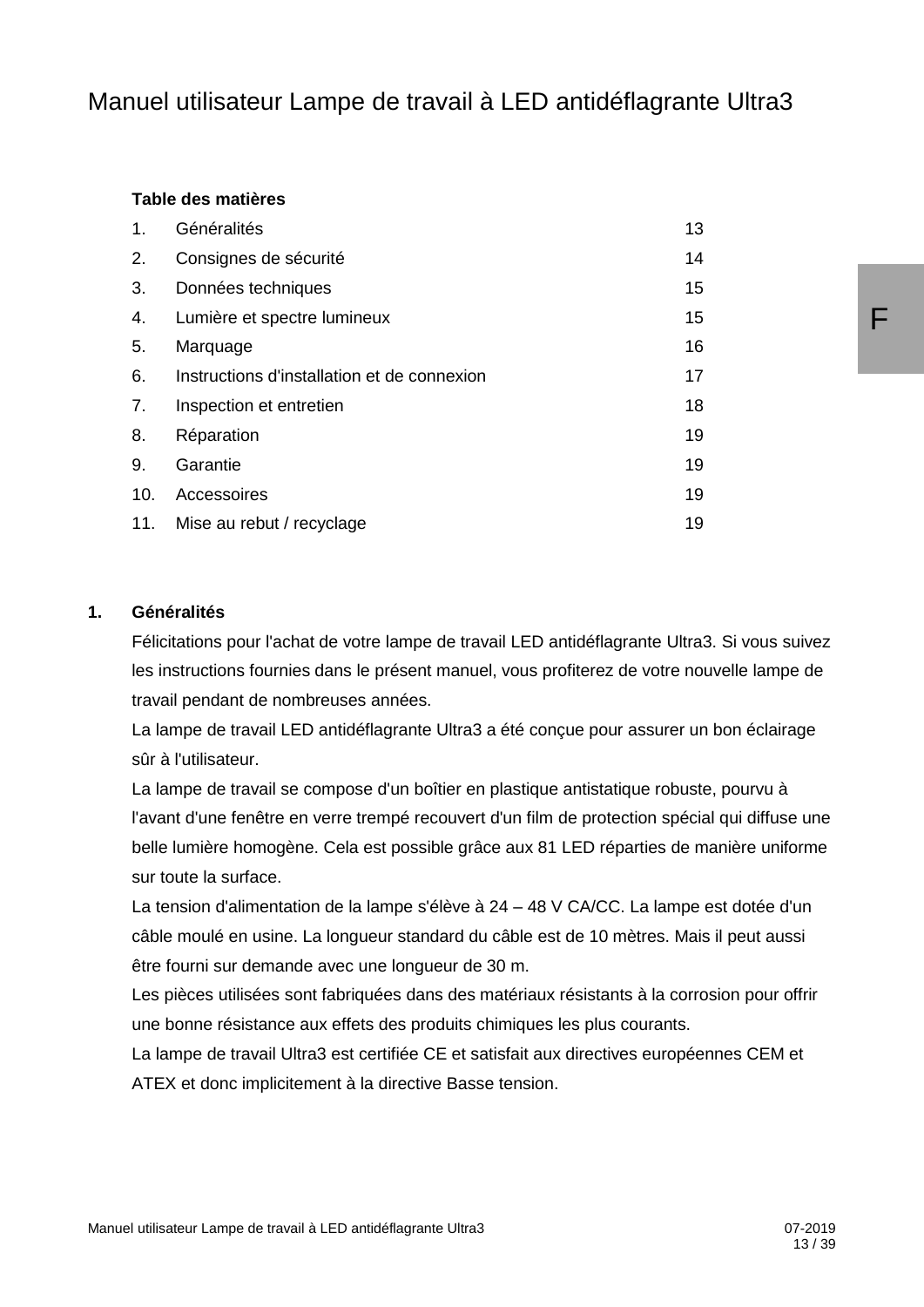# Manuel utilisateur Lampe de travail à LED antidéflagrante Ultra3

**Table des matières**

| | | |
|---|---|---|
| 1. | Généralités | 13 |
| 2. | Consignes de sécurité | 14 |
| 3. | Données techniques | 15 |
| 4. | Lumière et spectre lumineux | 15 |
| 5. | Marquage | 16 |
| 6. | Instructions d'installation et de connexion | 17 |
| 7. | Inspection et entretien | 18 |
| 8. | Réparation | 19 |
| 9. | Garantie | 19 |
| 10. | Accessoires | 19 |
| 11. | Mise au rebut / recyclage | 19 |

## 1. Généralités

Félicitations pour l'achat de votre lampe de travail LED antidéflagrante Ultra3. Si vous suivez les instructions fournies dans le présent manuel, vous profiterez de votre nouvelle lampe de travail pendant de nombreuses années.

La lampe de travail LED antidéflagrante Ultra3 a été conçue pour assurer un bon éclairage sûr à l'utilisateur.

La lampe de travail se compose d'un boîtier en plastique antistatique robuste, pourvu à l'avant d'une fenêtre en verre trempé recouvert d'un film de protection spécial qui diffuse une belle lumière homogène. Cela est possible grâce aux 81 LED réparties de manière uniforme sur toute la surface.

La tension d'alimentation de la lampe s'élève à 24 – 48 V CA/CC. La lampe est dotée d'un câble moulé en usine. La longueur standard du câble est de 10 mètres. Mais il peut aussi être fourni sur demande avec une longueur de 30 m.

Les pièces utilisées sont fabriquées dans des matériaux résistants à la corrosion pour offrir une bonne résistance aux effets des produits chimiques les plus courants.

La lampe de travail Ultra3 est certifiée CE et satisfait aux directives européennes CEM et ATEX et donc implicitement à la directive Basse tension.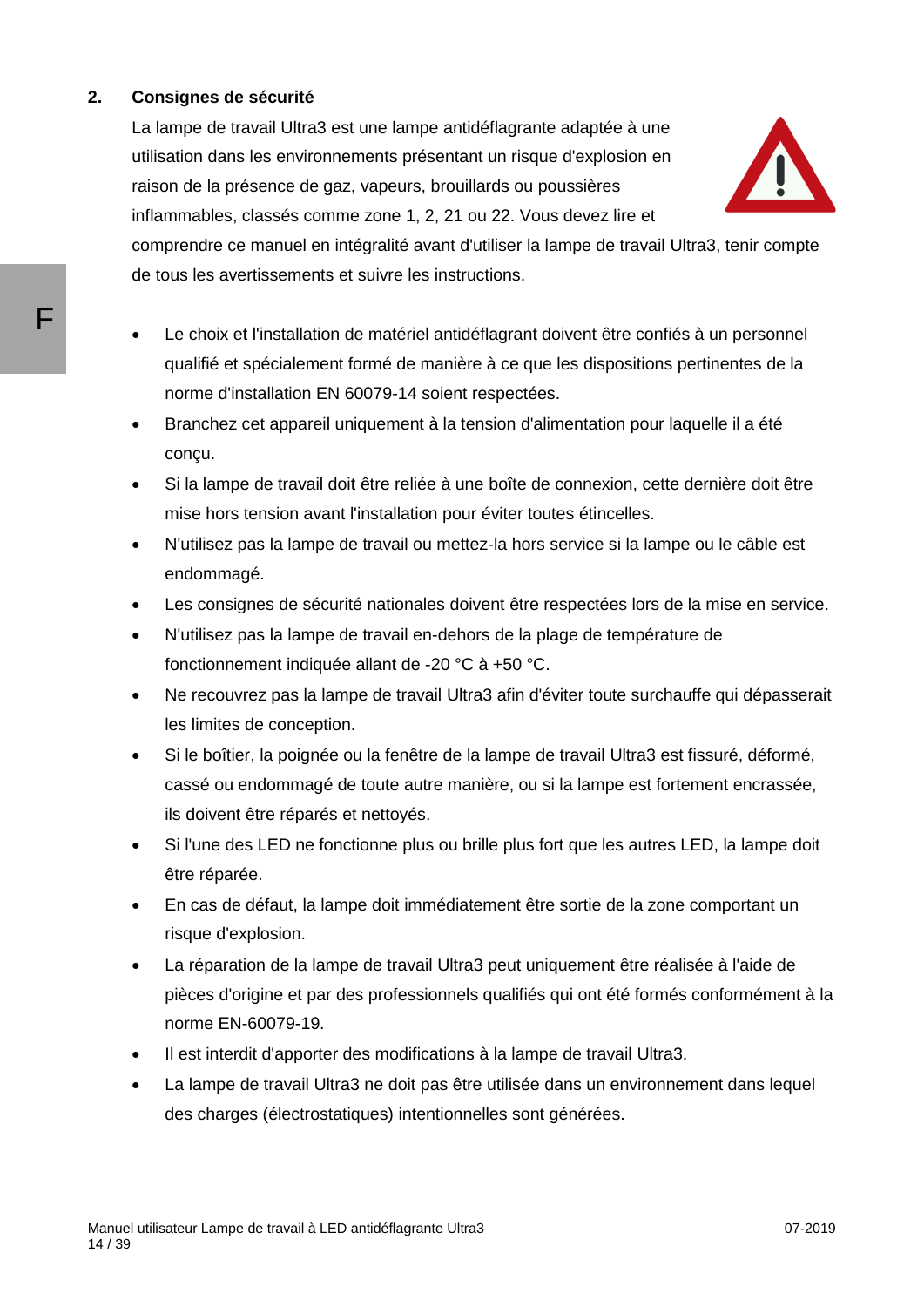## 2. Consignes de sécurité

La lampe de travail Ultra3 est une lampe antidéflagrante adaptée à une utilisation dans les environnements présentant un risque d'explosion en raison de la présence de gaz, vapeurs, brouillards ou poussières inflammables, classés comme zone 1, 2, 21 ou 22. Vous devez lire et comprendre ce manuel en intégralité avant d'utiliser la lampe de travail Ultra3, tenir compte de tous les avertissements et suivre les instructions.

- Le choix et l'installation de matériel antidéflagrant doivent être confiés à un personnel qualifié et spécialement formé de manière à ce que les dispositions pertinentes de la norme d'installation EN 60079-14 soient respectées.
- Branchez cet appareil uniquement à la tension d'alimentation pour laquelle il a été conçu.
- Si la lampe de travail doit être reliée à une boîte de connexion, cette dernière doit être mise hors tension avant l'installation pour éviter toutes étincelles.
- N'utilisez pas la lampe de travail ou mettez-la hors service si la lampe ou le câble est endommagé.
- Les consignes de sécurité nationales doivent être respectées lors de la mise en service.
- N'utilisez pas la lampe de travail en-dehors de la plage de température de fonctionnement indiquée allant de -20 °C à +50 °C.
- Ne recouvrez pas la lampe de travail Ultra3 afin d'éviter toute surchauffe qui dépasserait les limites de conception.
- Si le boîtier, la poignée ou la fenêtre de la lampe de travail Ultra3 est fissuré, déformé, cassé ou endommagé de toute autre manière, ou si la lampe est fortement encrassée, ils doivent être réparés et nettoyés.
- Si l'une des LED ne fonctionne plus ou brille plus fort que les autres LED, la lampe doit être réparée.
- En cas de défaut, la lampe doit immédiatement être sortie de la zone comportant un risque d'explosion.
- La réparation de la lampe de travail Ultra3 peut uniquement être réalisée à l'aide de pièces d'origine et par des professionnels qualifiés qui ont été formés conformément à la norme EN-60079-19.
- Il est interdit d'apporter des modifications à la lampe de travail Ultra3.
- La lampe de travail Ultra3 ne doit pas être utilisée dans un environnement dans lequel des charges (électrostatiques) intentionnelles sont générées.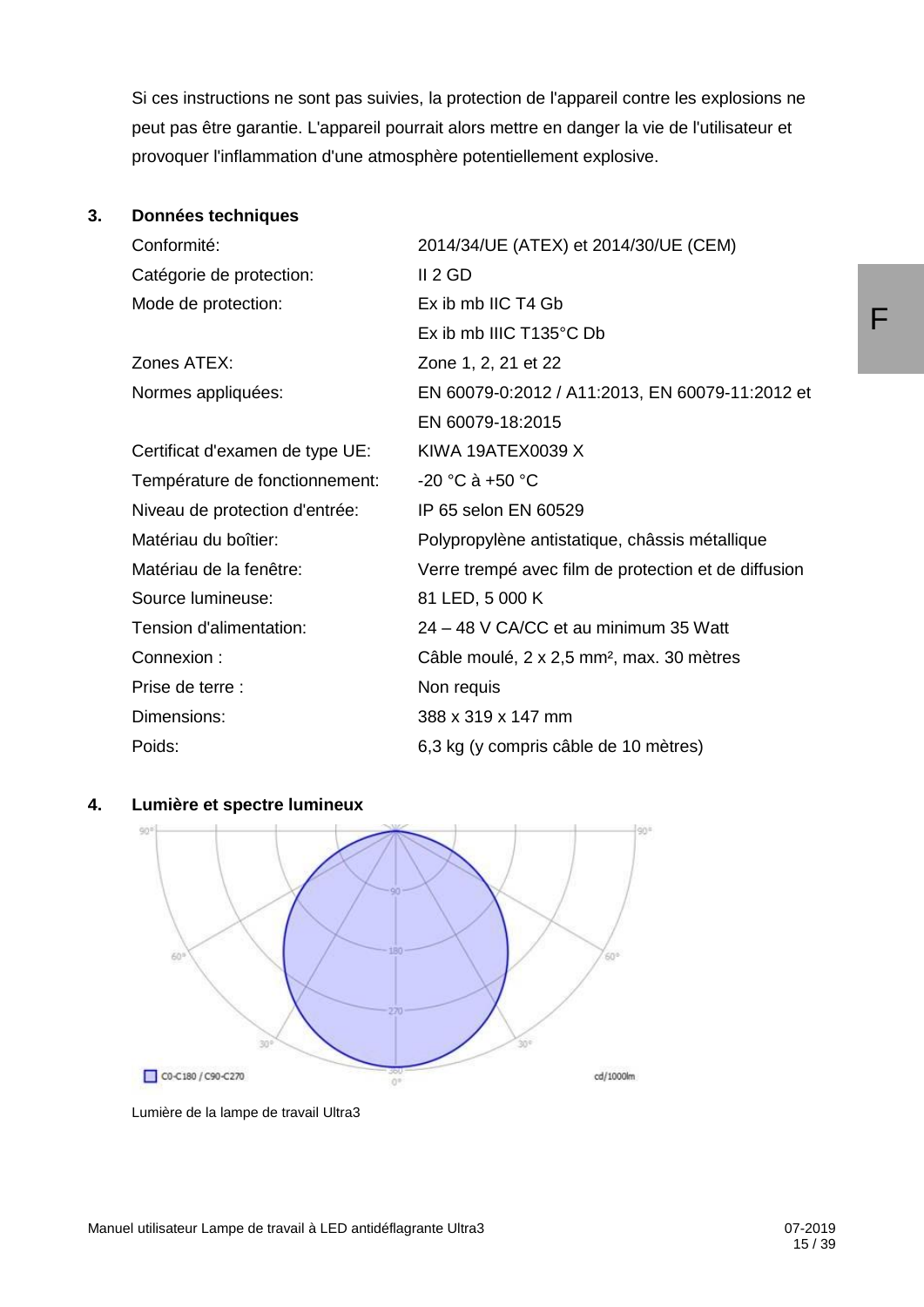Si ces instructions ne sont pas suivies, la protection de l'appareil contre les explosions ne peut pas être garantie. L'appareil pourrait alors mettre en danger la vie de l'utilisateur et provoquer l'inflammation d'une atmosphère potentiellement explosive.

## 3. Données techniques

| | |
|---|---|
| Conformité: | 2014/34/UE (ATEX) et 2014/30/UE (CEM) |
| Catégorie de protection: | II 2 GD |
| Mode de protection: | Ex ib mb IIC T4 Gb<br>Ex ib mb IIIC T135°C Db |
| Zones ATEX: | Zone 1, 2, 21 et 22 |
| Normes appliquées: | EN 60079-0:2012 / A11:2013, EN 60079-11:2012 et EN 60079-18:2015 |
| Certificat d'examen de type UE: | KIWA 19ATEX0039 X |
| Température de fonctionnement: | -20 °C à +50 °C |
| Niveau de protection d'entrée: | IP 65 selon EN 60529 |
| Matériau du boîtier: | Polypropylène antistatique, châssis métallique |
| Matériau de la fenêtre: | Verre trempé avec film de protection et de diffusion |
| Source lumineuse: | 81 LED, 5 000 K |
| Tension d'alimentation: | 24 – 48 V CA/CC et au minimum 35 Watt |
| Connexion : | Câble moulé, 2 x 2,5 mm², max. 30 mètres |
| Prise de terre : | Non requis |
| Dimensions: | 388 x 319 x 147 mm |
| Poids: | 6,3 kg (y compris câble de 10 mètres) |

## 4. Lumière et spectre lumineux

Lumière de la lampe de travail Ultra3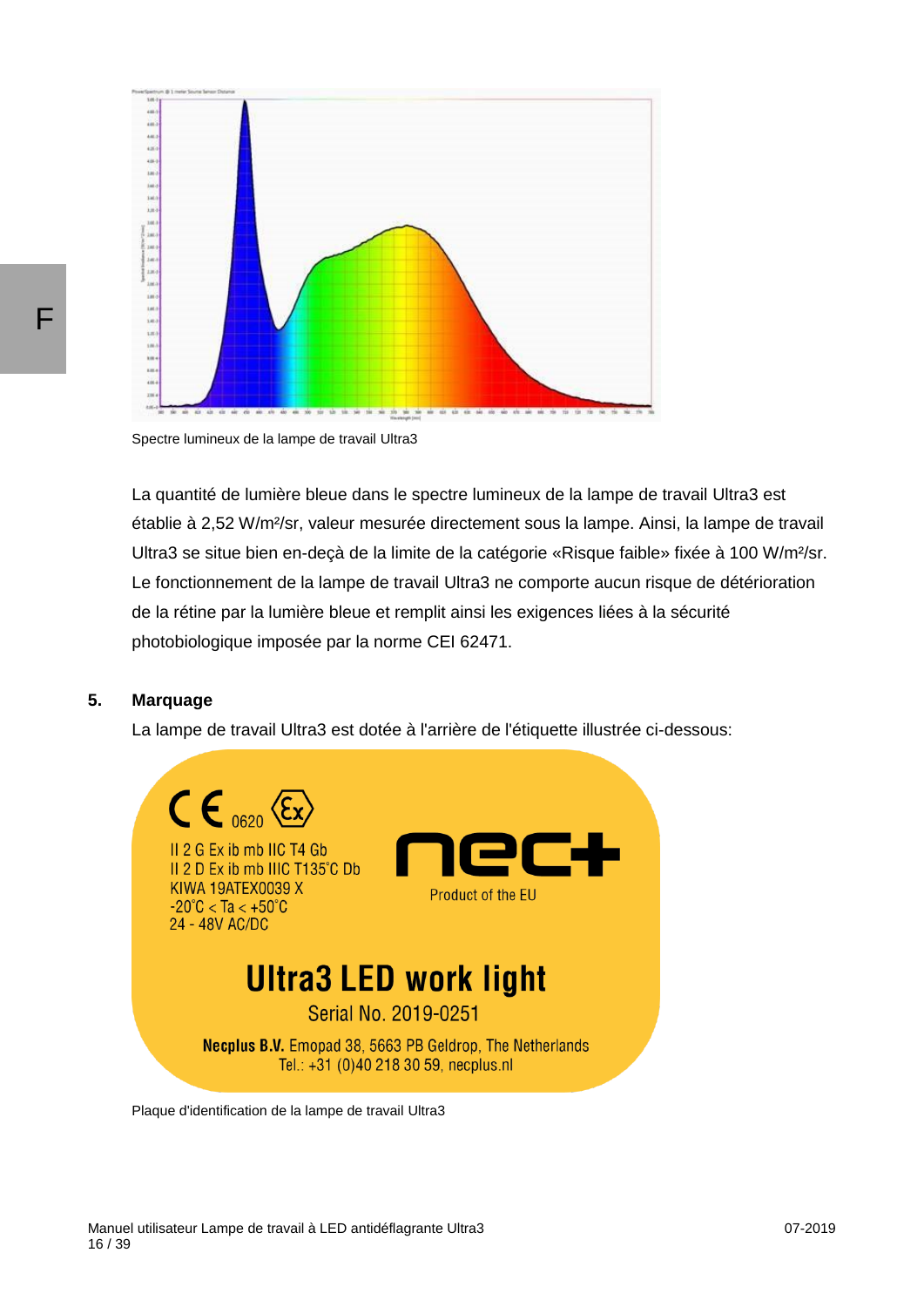Spectre lumineux de la lampe de travail Ultra3

La quantité de lumière bleue dans le spectre lumineux de la lampe de travail Ultra3 est établie à 2,52 W/m²/sr, valeur mesurée directement sous la lampe. Ainsi, la lampe de travail Ultra3 se situe bien en-deçà de la limite de la catégorie «Risque faible» fixée à 100 W/m²/sr. Le fonctionnement de la lampe de travail Ultra3 ne comporte aucun risque de détérioration de la rétine par la lumière bleue et remplit ainsi les exigences liées à la sécurité photobiologique imposée par la norme CEI 62471.

## 5. Marquage

La lampe de travail Ultra3 est dotée à l'arrière de l'étiquette illustrée ci-dessous:

CE 0620 Ex

II 2 G Ex ib mb IIC T4 Gb
II 2 D Ex ib mb IIIC T135°C Db
KIWA 19ATEX0039 X
-20°C < Ta < +50°C
24 - 48V AC/DC

nec+
Product of the EU

**Ultra3 LED work light**

Serial No. 2019-0251

**Necplus B.V.** Emopad 38, 5663 PB Geldrop, The Netherlands
Tel.: +31 (0)40 218 30 59, necplus.nl

Plaque d'identification de la lampe de travail Ultra3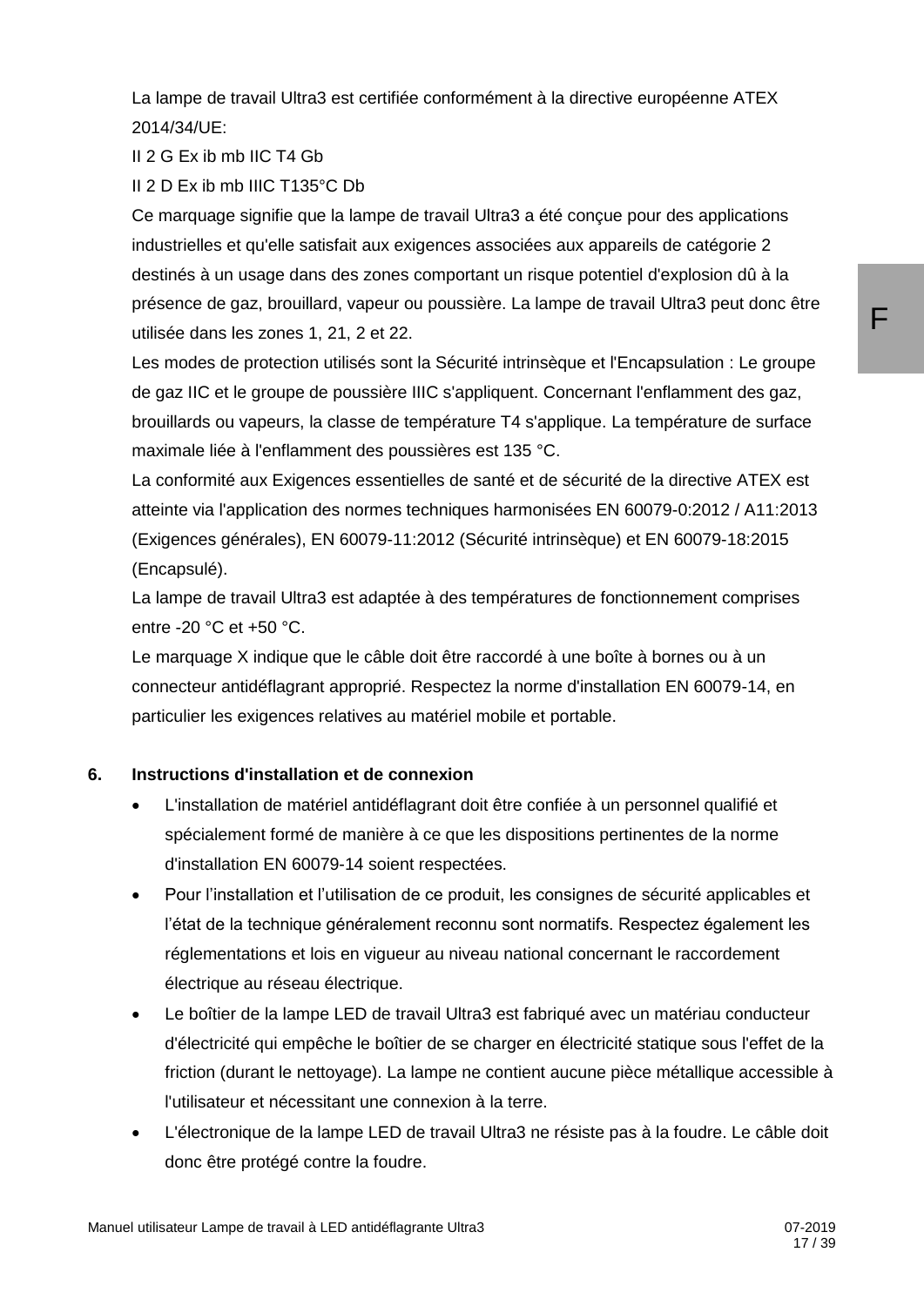La lampe de travail Ultra3 est certifiée conformément à la directive européenne ATEX 2014/34/UE:

II 2 G Ex ib mb IIC T4 Gb

II 2 D Ex ib mb IIIC T135°C Db

Ce marquage signifie que la lampe de travail Ultra3 a été conçue pour des applications industrielles et qu'elle satisfait aux exigences associées aux appareils de catégorie 2 destinés à un usage dans des zones comportant un risque potentiel d'explosion dû à la présence de gaz, brouillard, vapeur ou poussière. La lampe de travail Ultra3 peut donc être utilisée dans les zones 1, 21, 2 et 22.

Les modes de protection utilisés sont la Sécurité intrinsèque et l'Encapsulation : Le groupe de gaz IIC et le groupe de poussière IIIC s'appliquent. Concernant l'enflamment des gaz, brouillards ou vapeurs, la classe de température T4 s'applique. La température de surface maximale liée à l'enflamment des poussières est 135 °C.

La conformité aux Exigences essentielles de santé et de sécurité de la directive ATEX est atteinte via l'application des normes techniques harmonisées EN 60079-0:2012 / A11:2013 (Exigences générales), EN 60079-11:2012 (Sécurité intrinsèque) et EN 60079-18:2015 (Encapsulé).

La lampe de travail Ultra3 est adaptée à des températures de fonctionnement comprises entre -20 °C et +50 °C.

Le marquage X indique que le câble doit être raccordé à une boîte à bornes ou à un connecteur antidéflagrant approprié. Respectez la norme d'installation EN 60079-14, en particulier les exigences relatives au matériel mobile et portable.

## 6. Instructions d'installation et de connexion

- L'installation de matériel antidéflagrant doit être confiée à un personnel qualifié et spécialement formé de manière à ce que les dispositions pertinentes de la norme d'installation EN 60079-14 soient respectées.
- Pour l'installation et l'utilisation de ce produit, les consignes de sécurité applicables et l'état de la technique généralement reconnu sont normatifs. Respectez également les réglementations et lois en vigueur au niveau national concernant le raccordement électrique au réseau électrique.
- Le boîtier de la lampe LED de travail Ultra3 est fabriqué avec un matériau conducteur d'électricité qui empêche le boîtier de se charger en électricité statique sous l'effet de la friction (durant le nettoyage). La lampe ne contient aucune pièce métallique accessible à l'utilisateur et nécessitant une connexion à la terre.
- L'électronique de la lampe LED de travail Ultra3 ne résiste pas à la foudre. Le câble doit donc être protégé contre la foudre.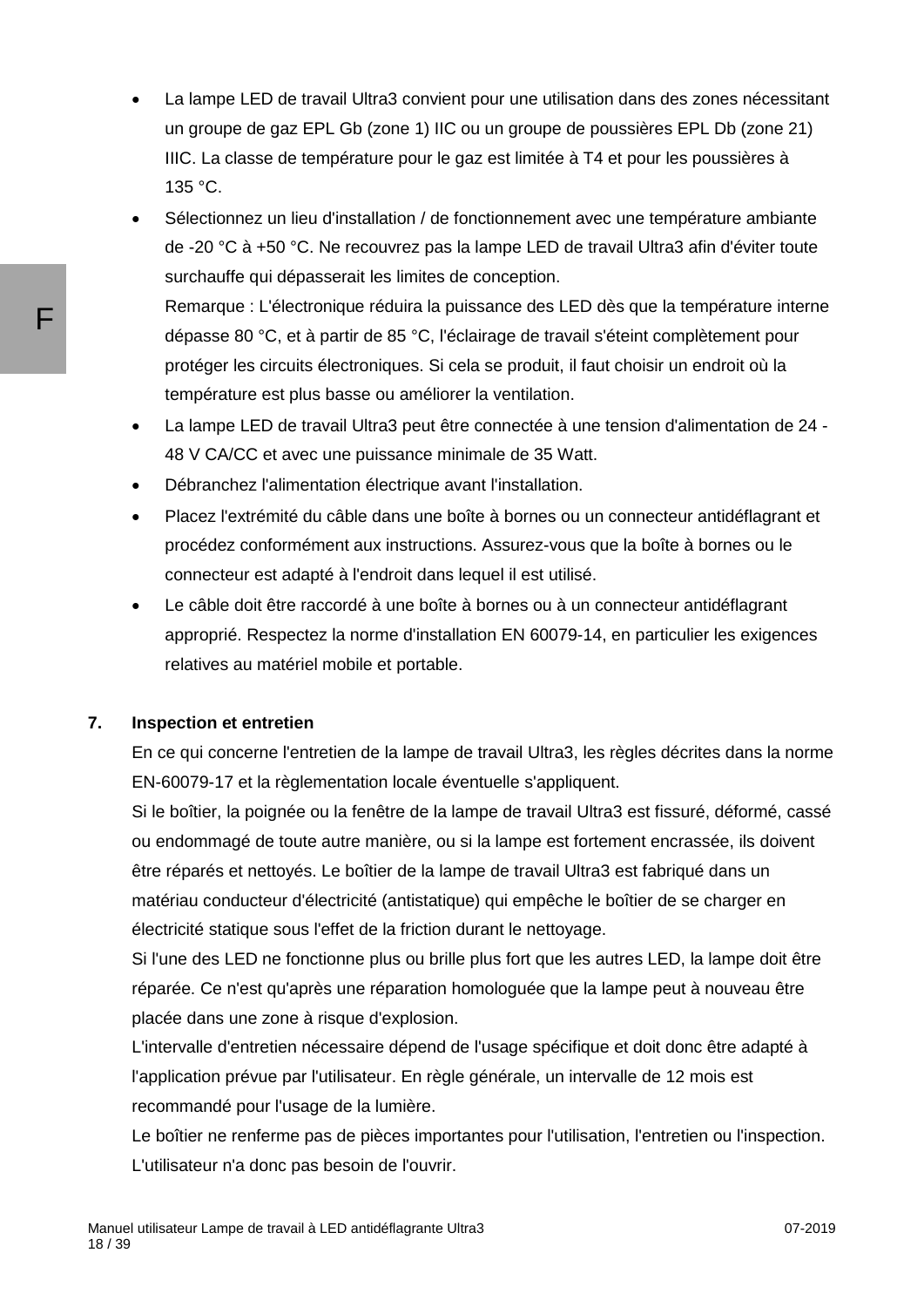- La lampe LED de travail Ultra3 convient pour une utilisation dans des zones nécessitant un groupe de gaz EPL Gb (zone 1) IIC ou un groupe de poussières EPL Db (zone 21) IIIC. La classe de température pour le gaz est limitée à T4 et pour les poussières à 135 °C.
- Sélectionnez un lieu d'installation / de fonctionnement avec une température ambiante de -20 °C à +50 °C. Ne recouvrez pas la lampe LED de travail Ultra3 afin d'éviter toute surchauffe qui dépasserait les limites de conception.
  Remarque : L'électronique réduira la puissance des LED dès que la température interne dépasse 80 °C, et à partir de 85 °C, l'éclairage de travail s'éteint complètement pour protéger les circuits électroniques. Si cela se produit, il faut choisir un endroit où la température est plus basse ou améliorer la ventilation.
- La lampe LED de travail Ultra3 peut être connectée à une tension d'alimentation de 24 - 48 V CA/CC et avec une puissance minimale de 35 Watt.
- Débranchez l'alimentation électrique avant l'installation.
- Placez l'extrémité du câble dans une boîte à bornes ou un connecteur antidéflagrant et procédez conformément aux instructions. Assurez-vous que la boîte à bornes ou le connecteur est adapté à l'endroit dans lequel il est utilisé.
- Le câble doit être raccordé à une boîte à bornes ou à un connecteur antidéflagrant approprié. Respectez la norme d'installation EN 60079-14, en particulier les exigences relatives au matériel mobile et portable.

## 7. Inspection et entretien

En ce qui concerne l'entretien de la lampe de travail Ultra3, les règles décrites dans la norme EN-60079-17 et la règlementation locale éventuelle s'appliquent.

Si le boîtier, la poignée ou la fenêtre de la lampe de travail Ultra3 est fissuré, déformé, cassé ou endommagé de toute autre manière, ou si la lampe est fortement encrassée, ils doivent être réparés et nettoyés. Le boîtier de la lampe de travail Ultra3 est fabriqué dans un matériau conducteur d'électricité (antistatique) qui empêche le boîtier de se charger en électricité statique sous l'effet de la friction durant le nettoyage.

Si l'une des LED ne fonctionne plus ou brille plus fort que les autres LED, la lampe doit être réparée. Ce n'est qu'après une réparation homologuée que la lampe peut à nouveau être placée dans une zone à risque d'explosion.

L'intervalle d'entretien nécessaire dépend de l'usage spécifique et doit donc être adapté à l'application prévue par l'utilisateur. En règle générale, un intervalle de 12 mois est recommandé pour l'usage de la lumière.

Le boîtier ne renferme pas de pièces importantes pour l'utilisation, l'entretien ou l'inspection. L'utilisateur n'a donc pas besoin de l'ouvrir.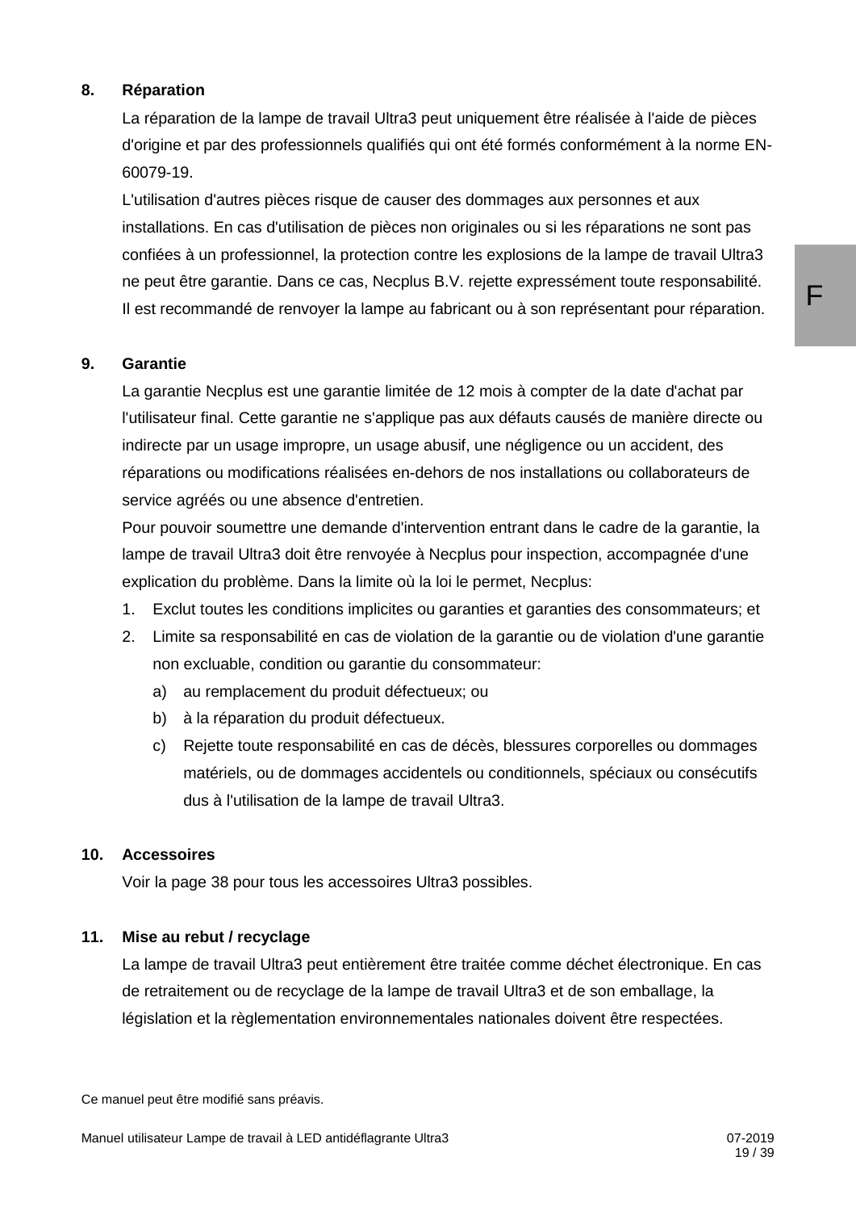## 8. Réparation

La réparation de la lampe de travail Ultra3 peut uniquement être réalisée à l'aide de pièces d'origine et par des professionnels qualifiés qui ont été formés conformément à la norme EN-60079-19.

L'utilisation d'autres pièces risque de causer des dommages aux personnes et aux installations. En cas d'utilisation de pièces non originales ou si les réparations ne sont pas confiées à un professionnel, la protection contre les explosions de la lampe de travail Ultra3 ne peut être garantie. Dans ce cas, Necplus B.V. rejette expressément toute responsabilité. Il est recommandé de renvoyer la lampe au fabricant ou à son représentant pour réparation.

## 9. Garantie

La garantie Necplus est une garantie limitée de 12 mois à compter de la date d'achat par l'utilisateur final. Cette garantie ne s'applique pas aux défauts causés de manière directe ou indirecte par un usage impropre, un usage abusif, une négligence ou un accident, des réparations ou modifications réalisées en-dehors de nos installations ou collaborateurs de service agréés ou une absence d'entretien.

Pour pouvoir soumettre une demande d'intervention entrant dans le cadre de la garantie, la lampe de travail Ultra3 doit être renvoyée à Necplus pour inspection, accompagnée d'une explication du problème. Dans la limite où la loi le permet, Necplus:

1. Exclut toutes les conditions implicites ou garanties et garanties des consommateurs; et
2. Limite sa responsabilité en cas de violation de la garantie ou de violation d'une garantie non excluable, condition ou garantie du consommateur:
   a) au remplacement du produit défectueux; ou
   b) à la réparation du produit défectueux.
   c) Rejette toute responsabilité en cas de décès, blessures corporelles ou dommages matériels, ou de dommages accidentels ou conditionnels, spéciaux ou consécutifs dus à l'utilisation de la lampe de travail Ultra3.

## 10. Accessoires

Voir la page 38 pour tous les accessoires Ultra3 possibles.

## 11. Mise au rebut / recyclage

La lampe de travail Ultra3 peut entièrement être traitée comme déchet électronique. En cas de retraitement ou de recyclage de la lampe de travail Ultra3 et de son emballage, la législation et la règlementation environnementales nationales doivent être respectées.

Ce manuel peut être modifié sans préavis.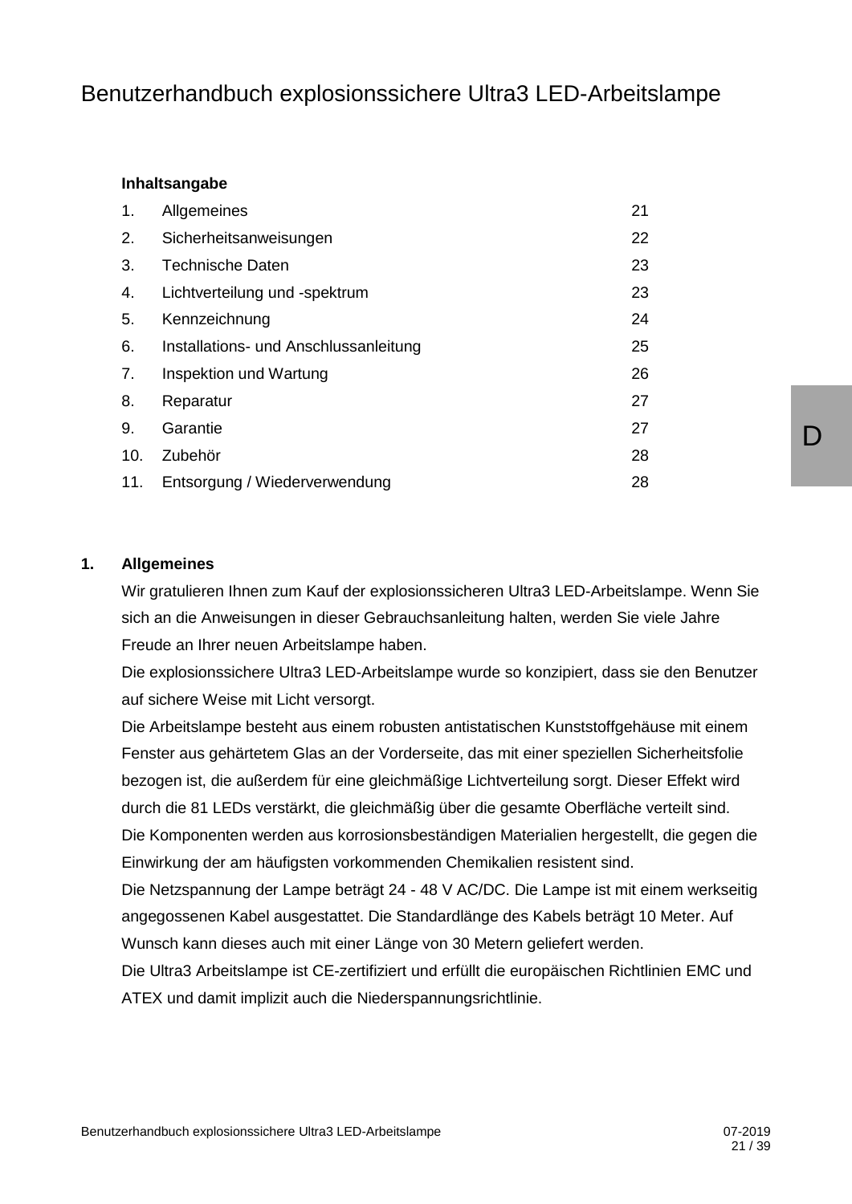# Benutzerhandbuch explosionssichere Ultra3 LED-Arbeitslampe

**Inhaltsangabe**

| | | |
|---|---|---|
| 1. | Allgemeines | 21 |
| 2. | Sicherheitsanweisungen | 22 |
| 3. | Technische Daten | 23 |
| 4. | Lichtverteilung und -spektrum | 23 |
| 5. | Kennzeichnung | 24 |
| 6. | Installations- und Anschlussanleitung | 25 |
| 7. | Inspektion und Wartung | 26 |
| 8. | Reparatur | 27 |
| 9. | Garantie | 27 |
| 10. | Zubehör | 28 |
| 11. | Entsorgung / Wiederverwendung | 28 |

## 1. Allgemeines

Wir gratulieren Ihnen zum Kauf der explosionssicheren Ultra3 LED-Arbeitslampe. Wenn Sie sich an die Anweisungen in dieser Gebrauchsanleitung halten, werden Sie viele Jahre Freude an Ihrer neuen Arbeitslampe haben.

Die explosionssichere Ultra3 LED-Arbeitslampe wurde so konzipiert, dass sie den Benutzer auf sichere Weise mit Licht versorgt.

Die Arbeitslampe besteht aus einem robusten antistatischen Kunststoffgehäuse mit einem Fenster aus gehärtetem Glas an der Vorderseite, das mit einer speziellen Sicherheitsfolie bezogen ist, die außerdem für eine gleichmäßige Lichtverteilung sorgt. Dieser Effekt wird durch die 81 LEDs verstärkt, die gleichmäßig über die gesamte Oberfläche verteilt sind.

Die Komponenten werden aus korrosionsbeständigen Materialien hergestellt, die gegen die Einwirkung der am häufigsten vorkommenden Chemikalien resistent sind.

Die Netzspannung der Lampe beträgt 24 - 48 V AC/DC. Die Lampe ist mit einem werkseitig angegossenen Kabel ausgestattet. Die Standardlänge des Kabels beträgt 10 Meter. Auf Wunsch kann dieses auch mit einer Länge von 30 Metern geliefert werden.

Die Ultra3 Arbeitslampe ist CE-zertifiziert und erfüllt die europäischen Richtlinien EMC und ATEX und damit implizit auch die Niederspannungsrichtlinie.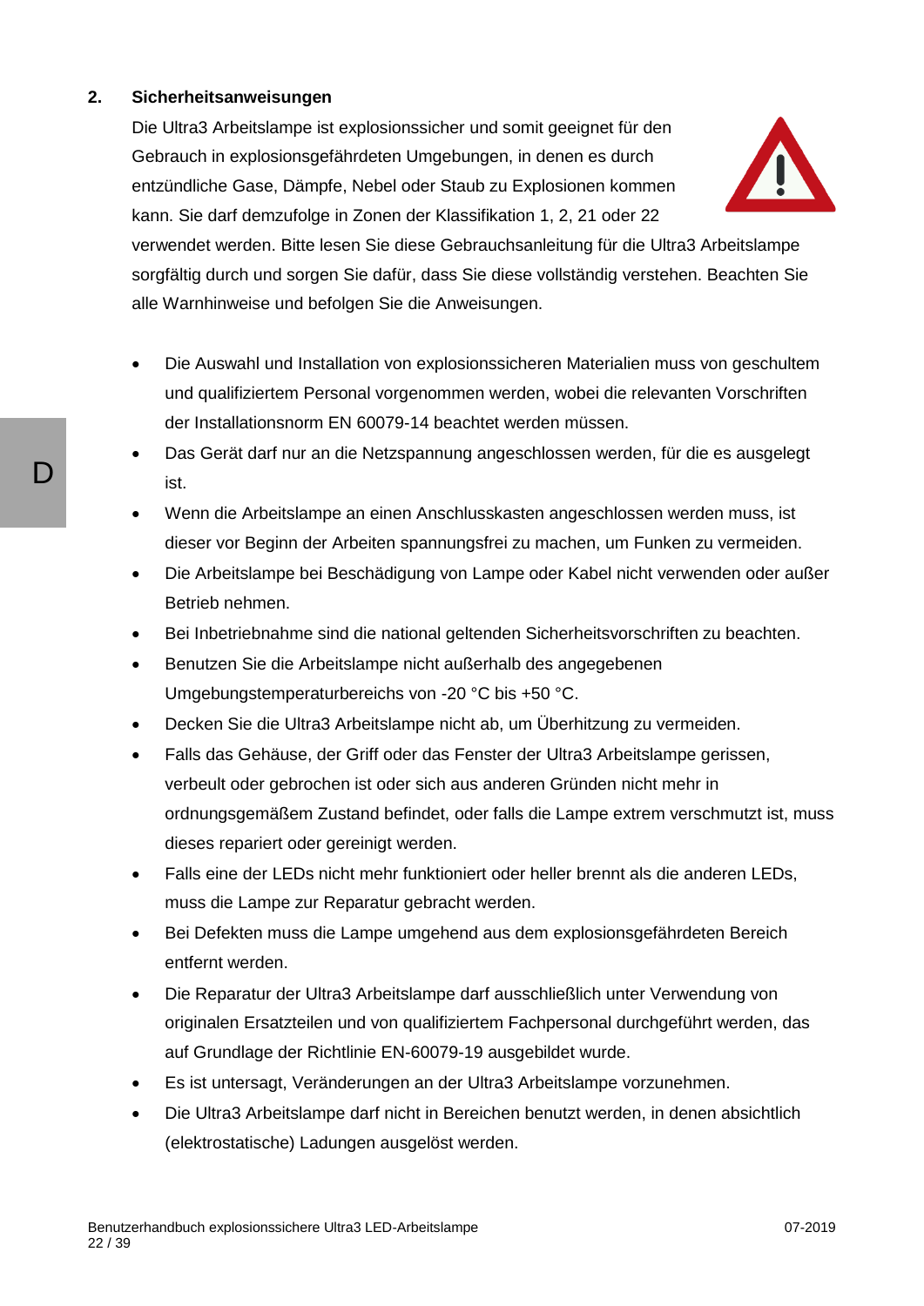## 2. Sicherheitsanweisungen

Die Ultra3 Arbeitslampe ist explosionssicher und somit geeignet für den Gebrauch in explosionsgefährdeten Umgebungen, in denen es durch entzündliche Gase, Dämpfe, Nebel oder Staub zu Explosionen kommen kann. Sie darf demzufolge in Zonen der Klassifikation 1, 2, 21 oder 22 verwendet werden. Bitte lesen Sie diese Gebrauchsanleitung für die Ultra3 Arbeitslampe sorgfältig durch und sorgen Sie dafür, dass Sie diese vollständig verstehen. Beachten Sie alle Warnhinweise und befolgen Sie die Anweisungen.

- Die Auswahl und Installation von explosionssicheren Materialien muss von geschultem und qualifiziertem Personal vorgenommen werden, wobei die relevanten Vorschriften der Installationsnorm EN 60079-14 beachtet werden müssen.
- Das Gerät darf nur an die Netzspannung angeschlossen werden, für die es ausgelegt ist.
- Wenn die Arbeitslampe an einen Anschlusskasten angeschlossen werden muss, ist dieser vor Beginn der Arbeiten spannungsfrei zu machen, um Funken zu vermeiden.
- Die Arbeitslampe bei Beschädigung von Lampe oder Kabel nicht verwenden oder außer Betrieb nehmen.
- Bei Inbetriebnahme sind die national geltenden Sicherheitsvorschriften zu beachten.
- Benutzen Sie die Arbeitslampe nicht außerhalb des angegebenen Umgebungstemperaturbereichs von -20 °C bis +50 °C.
- Decken Sie die Ultra3 Arbeitslampe nicht ab, um Überhitzung zu vermeiden.
- Falls das Gehäuse, der Griff oder das Fenster der Ultra3 Arbeitslampe gerissen, verbeult oder gebrochen ist oder sich aus anderen Gründen nicht mehr in ordnungsgemäßem Zustand befindet, oder falls die Lampe extrem verschmutzt ist, muss dieses repariert oder gereinigt werden.
- Falls eine der LEDs nicht mehr funktioniert oder heller brennt als die anderen LEDs, muss die Lampe zur Reparatur gebracht werden.
- Bei Defekten muss die Lampe umgehend aus dem explosionsgefährdeten Bereich entfernt werden.
- Die Reparatur der Ultra3 Arbeitslampe darf ausschließlich unter Verwendung von originalen Ersatzteilen und von qualifiziertem Fachpersonal durchgeführt werden, das auf Grundlage der Richtlinie EN-60079-19 ausgebildet wurde.
- Es ist untersagt, Veränderungen an der Ultra3 Arbeitslampe vorzunehmen.
- Die Ultra3 Arbeitslampe darf nicht in Bereichen benutzt werden, in denen absichtlich (elektrostatische) Ladungen ausgelöst werden.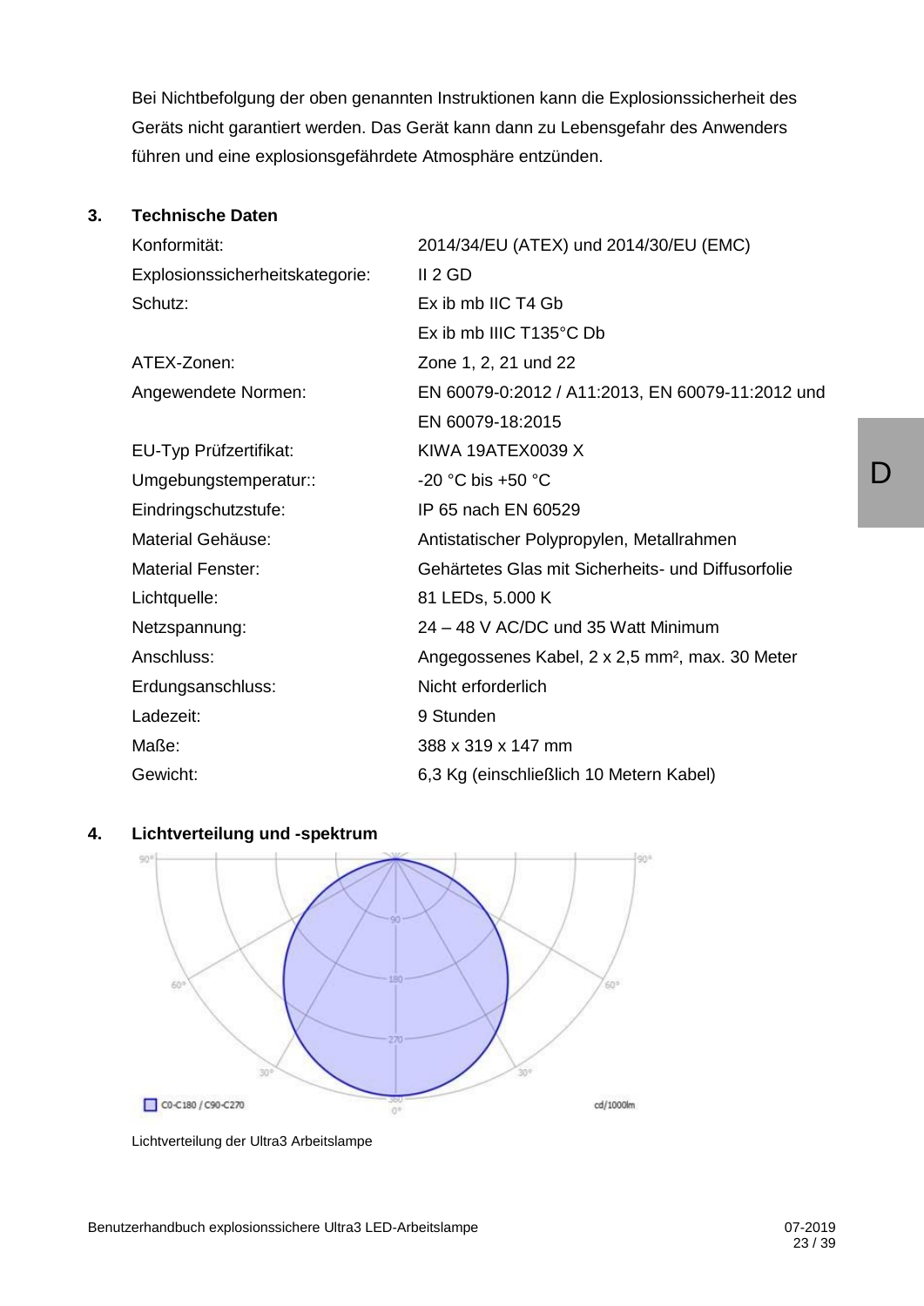Bei Nichtbefolgung der oben genannten Instruktionen kann die Explosionssicherheit des Geräts nicht garantiert werden. Das Gerät kann dann zu Lebensgefahr des Anwenders führen und eine explosionsgefährdete Atmosphäre entzünden.

## 3. Technische Daten

| | |
|---|---|
| Konformität: | 2014/34/EU (ATEX) und 2014/30/EU (EMC) |
| Explosionssicherheitskategorie: | II 2 GD |
| Schutz: | Ex ib mb IIC T4 Gb<br>Ex ib mb IIIC T135°C Db |
| ATEX-Zonen: | Zone 1, 2, 21 und 22 |
| Angewendete Normen: | EN 60079-0:2012 / A11:2013, EN 60079-11:2012 und EN 60079-18:2015 |
| EU-Typ Prüfzertifikat: | KIWA 19ATEX0039 X |
| Umgebungstemperatur:: | -20 °C bis +50 °C |
| Eindringschutzstufe: | IP 65 nach EN 60529 |
| Material Gehäuse: | Antistatischer Polypropylen, Metallrahmen |
| Material Fenster: | Gehärtetes Glas mit Sicherheits- und Diffusorfolie |
| Lichtquelle: | 81 LEDs, 5.000 K |
| Netzspannung: | 24 – 48 V AC/DC und 35 Watt Minimum |
| Anschluss: | Angegossenes Kabel, 2 x 2,5 mm², max. 30 Meter |
| Erdungsanschluss: | Nicht erforderlich |
| Ladezeit: | 9 Stunden |
| Maße: | 388 x 319 x 147 mm |
| Gewicht: | 6,3 Kg (einschließlich 10 Metern Kabel) |

## 4. Lichtverteilung und -spektrum

Lichtverteilung der Ultra3 Arbeitslampe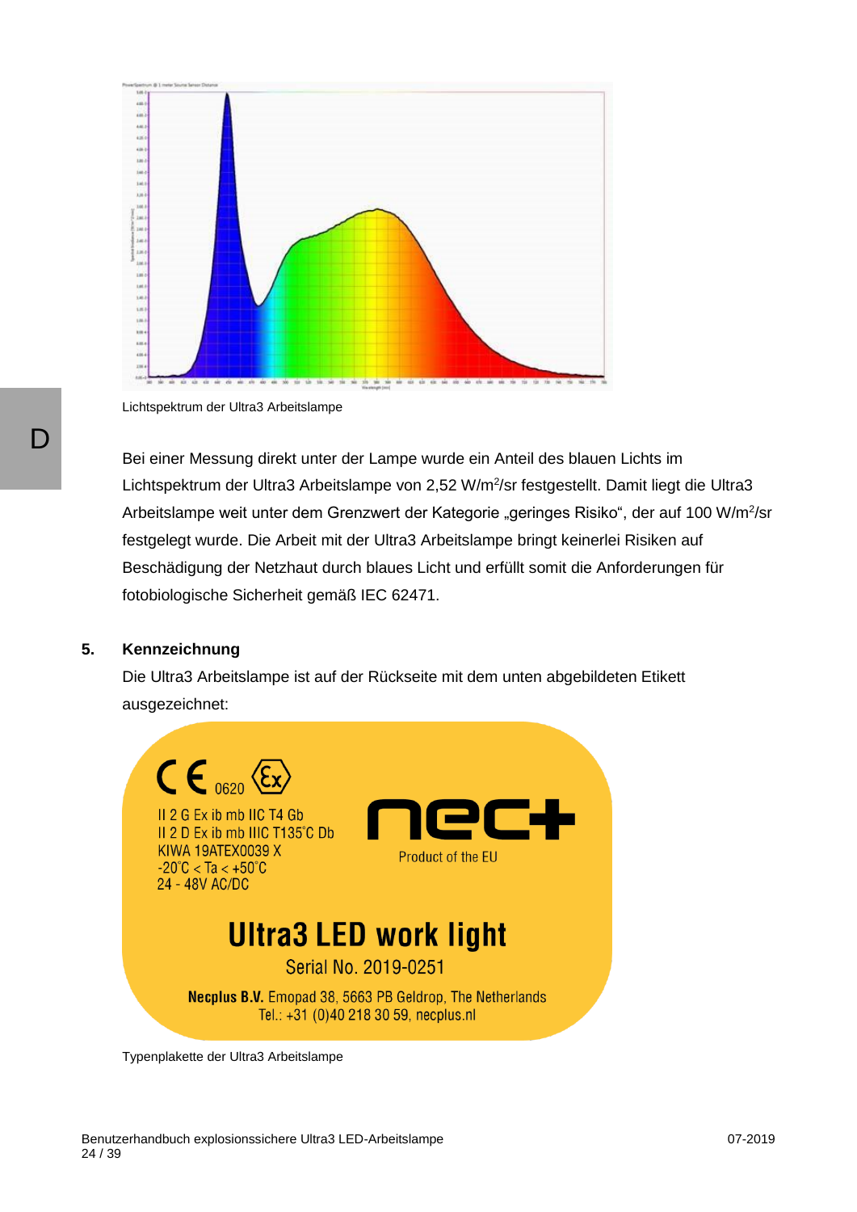Lichtspektrum der Ultra3 Arbeitslampe

Bei einer Messung direkt unter der Lampe wurde ein Anteil des blauen Lichts im Lichtspektrum der Ultra3 Arbeitslampe von 2,52 W/m$^2$/sr festgestellt. Damit liegt die Ultra3 Arbeitslampe weit unter dem Grenzwert der Kategorie „geringes Risiko", der auf 100 W/m$^2$/sr festgelegt wurde. Die Arbeit mit der Ultra3 Arbeitslampe bringt keinerlei Risiken auf Beschädigung der Netzhaut durch blaues Licht und erfüllt somit die Anforderungen für fotobiologische Sicherheit gemäß IEC 62471.

## 5. Kennzeichnung

Die Ultra3 Arbeitslampe ist auf der Rückseite mit dem unten abgebildeten Etikett ausgezeichnet:

CE 0620 Ex

II 2 G Ex ib mb IIC T4 Gb
II 2 D Ex ib mb IIIC T135°C Db
KIWA 19ATEX0039 X
-20°C < Ta < +50°C
24 - 48V AC/DC

nec+
Product of the EU

**Ultra3 LED work light**

Serial No. 2019-0251

**Necplus B.V.** Emopad 38, 5663 PB Geldrop, The Netherlands
Tel.: +31 (0)40 218 30 59, necplus.nl

Typenplakette der Ultra3 Arbeitslampe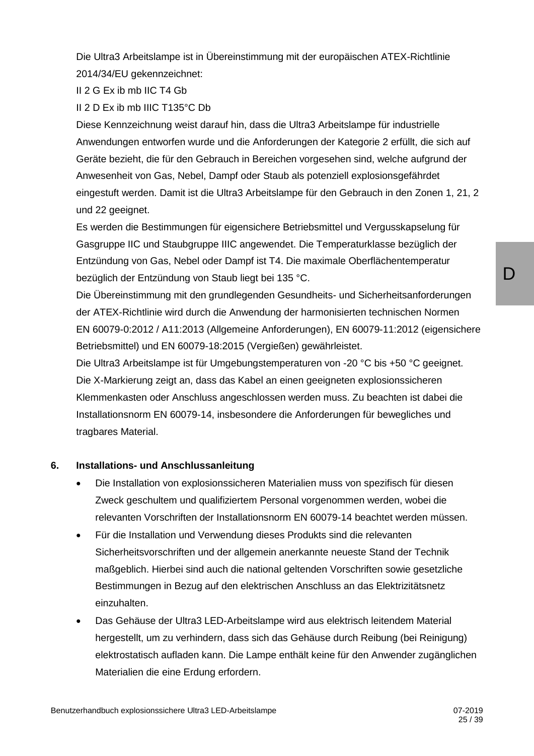Die Ultra3 Arbeitslampe ist in Übereinstimmung mit der europäischen ATEX-Richtlinie 2014/34/EU gekennzeichnet:

II 2 G Ex ib mb IIC T4 Gb

II 2 D Ex ib mb IIIC T135°C Db

Diese Kennzeichnung weist darauf hin, dass die Ultra3 Arbeitslampe für industrielle Anwendungen entworfen wurde und die Anforderungen der Kategorie 2 erfüllt, die sich auf Geräte bezieht, die für den Gebrauch in Bereichen vorgesehen sind, welche aufgrund der Anwesenheit von Gas, Nebel, Dampf oder Staub als potenziell explosionsgefährdet eingestuft werden. Damit ist die Ultra3 Arbeitslampe für den Gebrauch in den Zonen 1, 21, 2 und 22 geeignet.

Es werden die Bestimmungen für eigensichere Betriebsmittel und Vergusskapselung für Gasgruppe IIC und Staubgruppe IIIC angewendet. Die Temperaturklasse bezüglich der Entzündung von Gas, Nebel oder Dampf ist T4. Die maximale Oberflächentemperatur bezüglich der Entzündung von Staub liegt bei 135 °C.

Die Übereinstimmung mit den grundlegenden Gesundheits- und Sicherheitsanforderungen der ATEX-Richtlinie wird durch die Anwendung der harmonisierten technischen Normen EN 60079-0:2012 / A11:2013 (Allgemeine Anforderungen), EN 60079-11:2012 (eigensichere Betriebsmittel) und EN 60079-18:2015 (Vergießen) gewährleistet.

Die Ultra3 Arbeitslampe ist für Umgebungstemperaturen von -20 °C bis +50 °C geeignet.

Die X-Markierung zeigt an, dass das Kabel an einen geeigneten explosionssicheren Klemmenkasten oder Anschluss angeschlossen werden muss. Zu beachten ist dabei die Installationsnorm EN 60079-14, insbesondere die Anforderungen für bewegliches und tragbares Material.

## 6. Installations- und Anschlussanleitung

- Die Installation von explosionssicheren Materialien muss von spezifisch für diesen Zweck geschultem und qualifiziertem Personal vorgenommen werden, wobei die relevanten Vorschriften der Installationsnorm EN 60079-14 beachtet werden müssen.
- Für die Installation und Verwendung dieses Produkts sind die relevanten Sicherheitsvorschriften und der allgemein anerkannte neueste Stand der Technik maßgeblich. Hierbei sind auch die national geltenden Vorschriften sowie gesetzliche Bestimmungen in Bezug auf den elektrischen Anschluss an das Elektrizitätsnetz einzuhalten.
- Das Gehäuse der Ultra3 LED-Arbeitslampe wird aus elektrisch leitendem Material hergestellt, um zu verhindern, dass sich das Gehäuse durch Reibung (bei Reinigung) elektrostatisch aufladen kann. Die Lampe enthält keine für den Anwender zugänglichen Materialien die eine Erdung erfordern.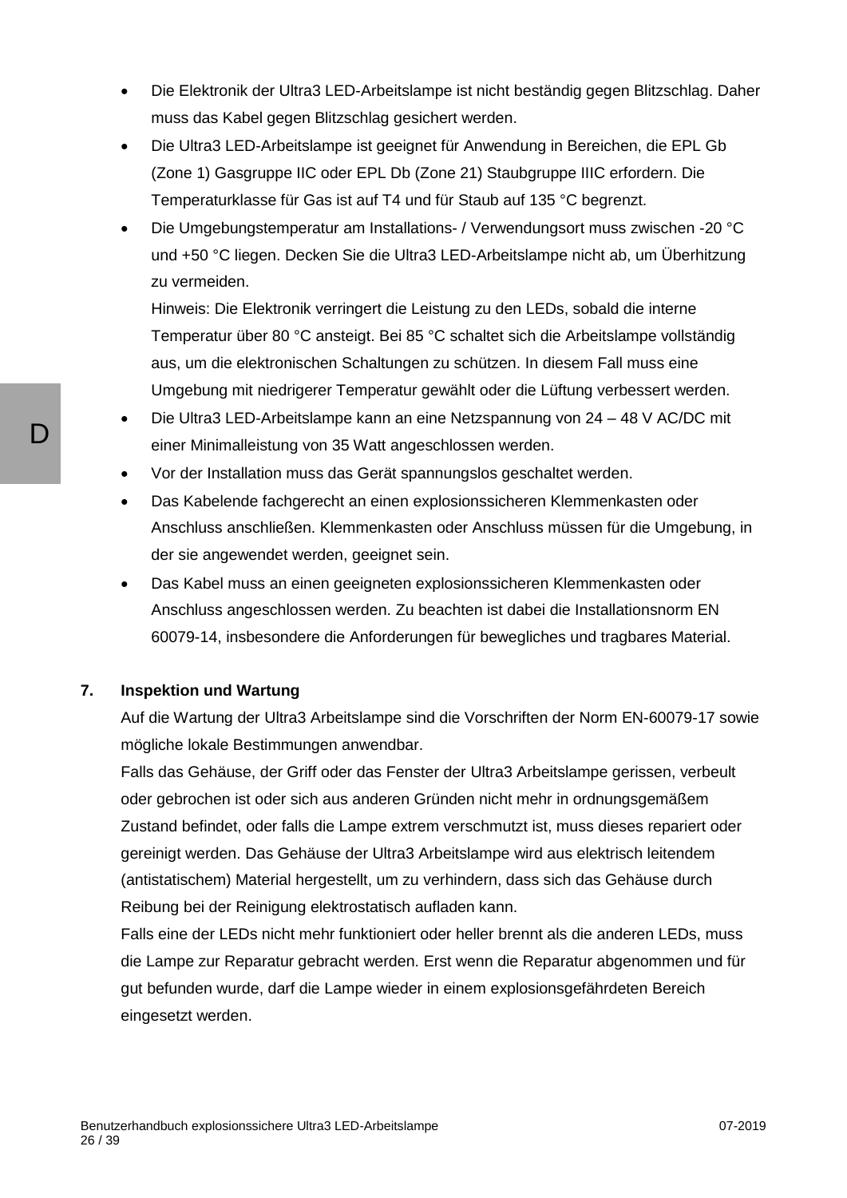- Die Elektronik der Ultra3 LED-Arbeitslampe ist nicht beständig gegen Blitzschlag. Daher muss das Kabel gegen Blitzschlag gesichert werden.
- Die Ultra3 LED-Arbeitslampe ist geeignet für Anwendung in Bereichen, die EPL Gb (Zone 1) Gasgruppe IIC oder EPL Db (Zone 21) Staubgruppe IIIC erfordern. Die Temperaturklasse für Gas ist auf T4 und für Staub auf 135 °C begrenzt.
- Die Umgebungstemperatur am Installations- / Verwendungsort muss zwischen -20 °C und +50 °C liegen. Decken Sie die Ultra3 LED-Arbeitslampe nicht ab, um Überhitzung zu vermeiden.
  Hinweis: Die Elektronik verringert die Leistung zu den LEDs, sobald die interne Temperatur über 80 °C ansteigt. Bei 85 °C schaltet sich die Arbeitslampe vollständig aus, um die elektronischen Schaltungen zu schützen. In diesem Fall muss eine Umgebung mit niedrigerer Temperatur gewählt oder die Lüftung verbessert werden.
- Die Ultra3 LED-Arbeitslampe kann an eine Netzspannung von 24 – 48 V AC/DC mit einer Minimalleistung von 35 Watt angeschlossen werden.
- Vor der Installation muss das Gerät spannungslos geschaltet werden.
- Das Kabelende fachgerecht an einen explosionssicheren Klemmenkasten oder Anschluss anschließen. Klemmenkasten oder Anschluss müssen für die Umgebung, in der sie angewendet werden, geeignet sein.
- Das Kabel muss an einen geeigneten explosionssicheren Klemmenkasten oder Anschluss angeschlossen werden. Zu beachten ist dabei die Installationsnorm EN 60079-14, insbesondere die Anforderungen für bewegliches und tragbares Material.

## 7. Inspektion und Wartung

Auf die Wartung der Ultra3 Arbeitslampe sind die Vorschriften der Norm EN-60079-17 sowie mögliche lokale Bestimmungen anwendbar.

Falls das Gehäuse, der Griff oder das Fenster der Ultra3 Arbeitslampe gerissen, verbeult oder gebrochen ist oder sich aus anderen Gründen nicht mehr in ordnungsgemäßem Zustand befindet, oder falls die Lampe extrem verschmutzt ist, muss dieses repariert oder gereinigt werden. Das Gehäuse der Ultra3 Arbeitslampe wird aus elektrisch leitendem (antistatischem) Material hergestellt, um zu verhindern, dass sich das Gehäuse durch Reibung bei der Reinigung elektrostatisch aufladen kann.

Falls eine der LEDs nicht mehr funktioniert oder heller brennt als die anderen LEDs, muss die Lampe zur Reparatur gebracht werden. Erst wenn die Reparatur abgenommen und für gut befunden wurde, darf die Lampe wieder in einem explosionsgefährdeten Bereich eingesetzt werden.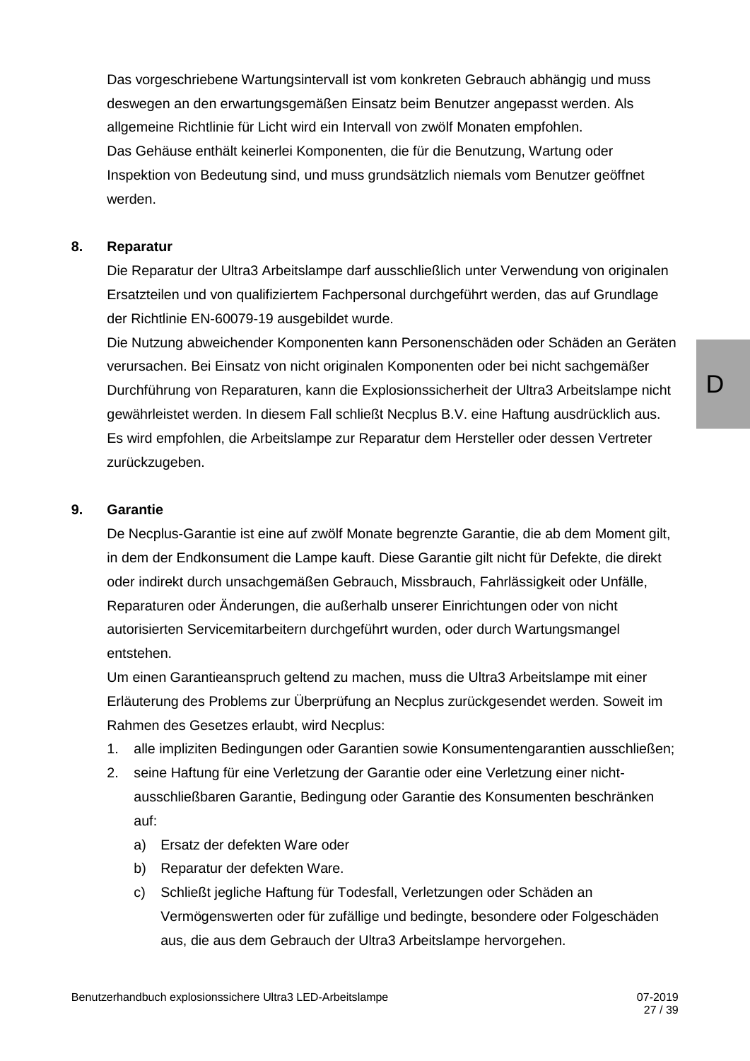Das vorgeschriebene Wartungsintervall ist vom konkreten Gebrauch abhängig und muss deswegen an den erwartungsgemäßen Einsatz beim Benutzer angepasst werden. Als allgemeine Richtlinie für Licht wird ein Intervall von zwölf Monaten empfohlen.
Das Gehäuse enthält keinerlei Komponenten, die für die Benutzung, Wartung oder Inspektion von Bedeutung sind, und muss grundsätzlich niemals vom Benutzer geöffnet werden.

## 8. Reparatur

Die Reparatur der Ultra3 Arbeitslampe darf ausschließlich unter Verwendung von originalen Ersatzteilen und von qualifiziertem Fachpersonal durchgeführt werden, das auf Grundlage der Richtlinie EN-60079-19 ausgebildet wurde.
Die Nutzung abweichender Komponenten kann Personenschäden oder Schäden an Geräten verursachen. Bei Einsatz von nicht originalen Komponenten oder bei nicht sachgemäßer Durchführung von Reparaturen, kann die Explosionssicherheit der Ultra3 Arbeitslampe nicht gewährleistet werden. In diesem Fall schließt Necplus B.V. eine Haftung ausdrücklich aus.
Es wird empfohlen, die Arbeitslampe zur Reparatur dem Hersteller oder dessen Vertreter zurückzugeben.

## 9. Garantie

De Necplus-Garantie ist eine auf zwölf Monate begrenzte Garantie, die ab dem Moment gilt, in dem der Endkonsument die Lampe kauft. Diese Garantie gilt nicht für Defekte, die direkt oder indirekt durch unsachgemäßen Gebrauch, Missbrauch, Fahrlässigkeit oder Unfälle, Reparaturen oder Änderungen, die außerhalb unserer Einrichtungen oder von nicht autorisierten Servicemitarbeitern durchgeführt wurden, oder durch Wartungsmangel entstehen.
Um einen Garantieanspruch geltend zu machen, muss die Ultra3 Arbeitslampe mit einer Erläuterung des Problems zur Überprüfung an Necplus zurückgesendet werden. Soweit im Rahmen des Gesetzes erlaubt, wird Necplus:

1. alle impliziten Bedingungen oder Garantien sowie Konsumentengarantien ausschließen;
2. seine Haftung für eine Verletzung der Garantie oder eine Verletzung einer nicht-ausschließbaren Garantie, Bedingung oder Garantie des Konsumenten beschränken auf:
   a) Ersatz der defekten Ware oder
   b) Reparatur der defekten Ware.
   c) Schließt jegliche Haftung für Todesfall, Verletzungen oder Schäden an Vermögenswerten oder für zufällige und bedingte, besondere oder Folgeschäden aus, die aus dem Gebrauch der Ultra3 Arbeitslampe hervorgehen.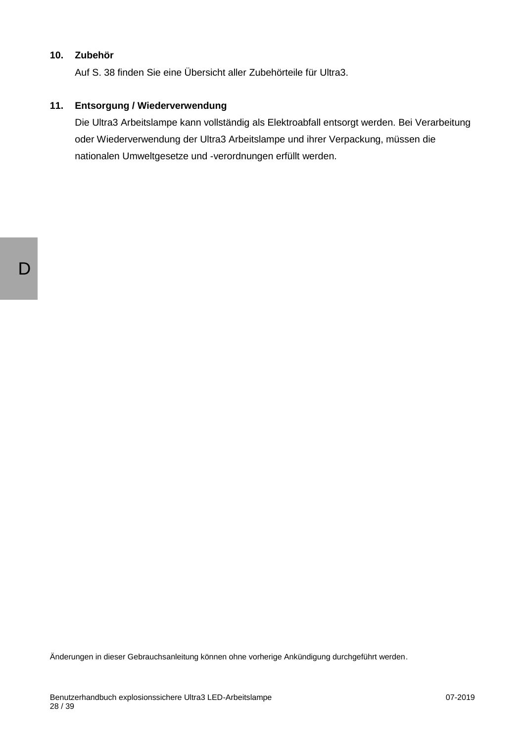## 10. Zubehör

Auf S. 38 finden Sie eine Übersicht aller Zubehörteile für Ultra3.

## 11. Entsorgung / Wiederverwendung

Die Ultra3 Arbeitslampe kann vollständig als Elektroabfall entsorgt werden. Bei Verarbeitung oder Wiederverwendung der Ultra3 Arbeitslampe und ihrer Verpackung, müssen die nationalen Umweltgesetze und -verordnungen erfüllt werden.

Änderungen in dieser Gebrauchsanleitung können ohne vorherige Ankündigung durchgeführt werden.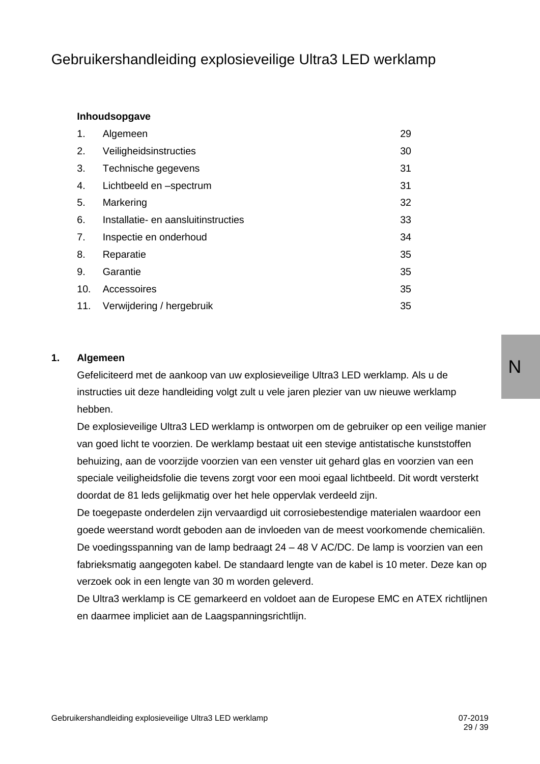# Gebruikershandleiding explosieveilige Ultra3 LED werklamp

**Inhoudsopgave**

| | | |
|---|---|---|
| 1. | Algemeen | 29 |
| 2. | Veiligheidsinstructies | 30 |
| 3. | Technische gegevens | 31 |
| 4. | Lichtbeeld en –spectrum | 31 |
| 5. | Markering | 32 |
| 6. | Installatie- en aansluitinstructies | 33 |
| 7. | Inspectie en onderhoud | 34 |
| 8. | Reparatie | 35 |
| 9. | Garantie | 35 |
| 10. | Accessoires | 35 |
| 11. | Verwijdering / hergebruik | 35 |

N

## 1. Algemeen

Gefeliciteerd met de aankoop van uw explosieveilige Ultra3 LED werklamp. Als u de instructies uit deze handleiding volgt zult u vele jaren plezier van uw nieuwe werklamp hebben.

De explosieveilige Ultra3 LED werklamp is ontworpen om de gebruiker op een veilige manier van goed licht te voorzien. De werklamp bestaat uit een stevige antistatische kunststoffen behuizing, aan de voorzijde voorzien van een venster uit gehard glas en voorzien van een speciale veiligheidsfolie die tevens zorgt voor een mooi egaal lichtbeeld. Dit wordt versterkt doordat de 81 leds gelijkmatig over het hele oppervlak verdeeld zijn.

De toegepaste onderdelen zijn vervaardigd uit corrosiebestendige materialen waardoor een goede weerstand wordt geboden aan de invloeden van de meest voorkomende chemicaliën.

De voedingsspanning van de lamp bedraagt 24 – 48 V AC/DC. De lamp is voorzien van een fabrieksmatig aangegoten kabel. De standaard lengte van de kabel is 10 meter. Deze kan op verzoek ook in een lengte van 30 m worden geleverd.

De Ultra3 werklamp is CE gemarkeerd en voldoet aan de Europese EMC en ATEX richtlijnen en daarmee impliciet aan de Laagspanningsrichtlijn.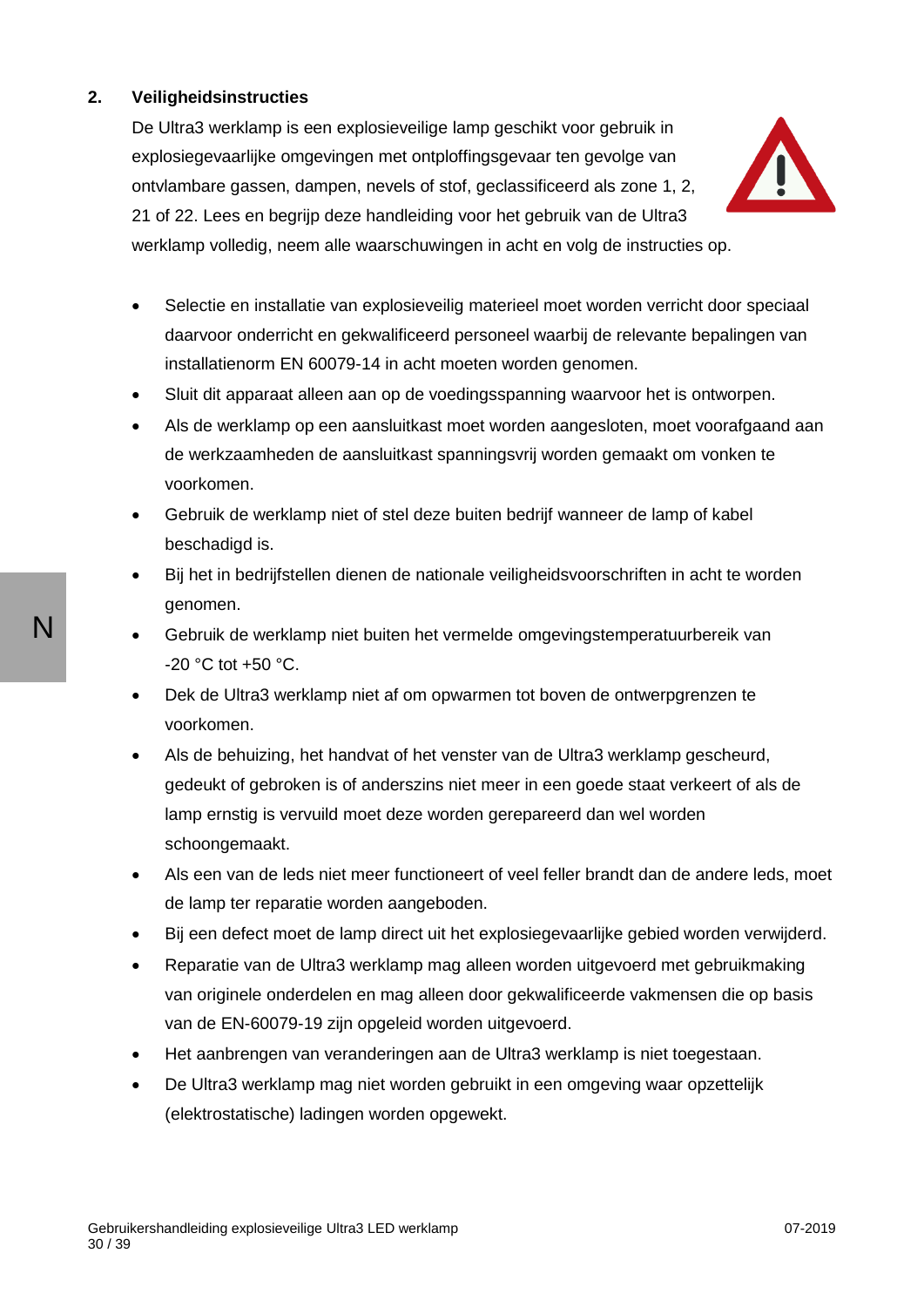## 2. Veiligheidsinstructies

De Ultra3 werklamp is een explosieveilige lamp geschikt voor gebruik in explosiegevaarlijke omgevingen met ontploffingsgevaar ten gevolge van ontvlambare gassen, dampen, nevels of stof, geclassificeerd als zone 1, 2, 21 of 22. Lees en begrijp deze handleiding voor het gebruik van de Ultra3 werklamp volledig, neem alle waarschuwingen in acht en volg de instructies op.

- Selectie en installatie van explosieveilig materieel moet worden verricht door speciaal daarvoor onderricht en gekwalificeerd personeel waarbij de relevante bepalingen van installatienorm EN 60079-14 in acht moeten worden genomen.
- Sluit dit apparaat alleen aan op de voedingsspanning waarvoor het is ontworpen.
- Als de werklamp op een aansluitkast moet worden aangesloten, moet voorafgaand aan de werkzaamheden de aansluitkast spanningsvrij worden gemaakt om vonken te voorkomen.
- Gebruik de werklamp niet of stel deze buiten bedrijf wanneer de lamp of kabel beschadigd is.
- Bij het in bedrijfstellen dienen de nationale veiligheidsvoorschriften in acht te worden genomen.
- Gebruik de werklamp niet buiten het vermelde omgevingstemperatuurbereik van -20 °C tot +50 °C.
- Dek de Ultra3 werklamp niet af om opwarmen tot boven de ontwerpgrenzen te voorkomen.
- Als de behuizing, het handvat of het venster van de Ultra3 werklamp gescheurd, gedeukt of gebroken is of anderszins niet meer in een goede staat verkeert of als de lamp ernstig is vervuild moet deze worden gerepareerd dan wel worden schoongemaakt.
- Als een van de leds niet meer functioneert of veel feller brandt dan de andere leds, moet de lamp ter reparatie worden aangeboden.
- Bij een defect moet de lamp direct uit het explosiegevaarlijke gebied worden verwijderd.
- Reparatie van de Ultra3 werklamp mag alleen worden uitgevoerd met gebruikmaking van originele onderdelen en mag alleen door gekwalificeerde vakmensen die op basis van de EN-60079-19 zijn opgeleid worden uitgevoerd.
- Het aanbrengen van veranderingen aan de Ultra3 werklamp is niet toegestaan.
- De Ultra3 werklamp mag niet worden gebruikt in een omgeving waar opzettelijk (elektrostatische) ladingen worden opgewekt.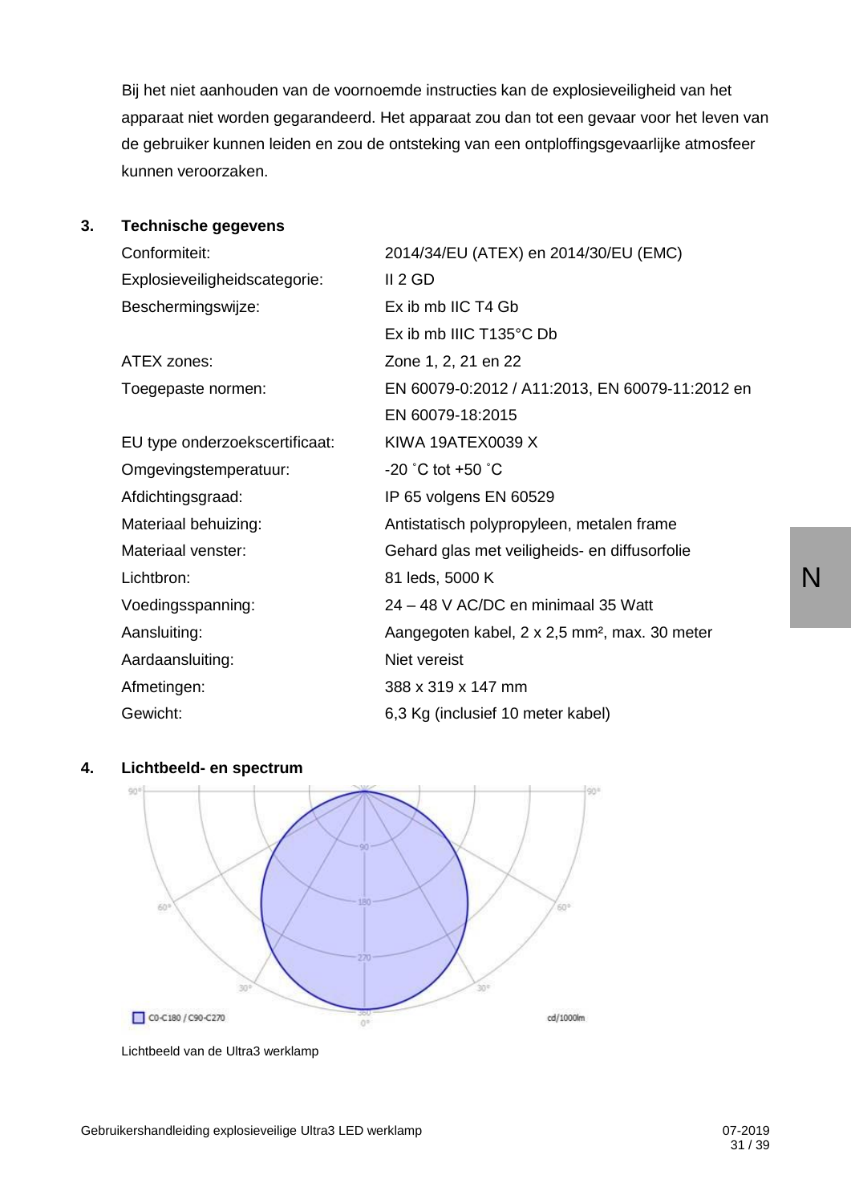Bij het niet aanhouden van de voornoemde instructies kan de explosieveiligheid van het apparaat niet worden gegarandeerd. Het apparaat zou dan tot een gevaar voor het leven van de gebruiker kunnen leiden en zou de ontsteking van een ontploffingsgevaarlijke atmosfeer kunnen veroorzaken.

## 3. Technische gegevens

| | |
|---|---|
| Conformiteit: | 2014/34/EU (ATEX) en 2014/30/EU (EMC) |
| Explosieveiligheidscategorie: | II 2 GD |
| Beschermingswijze: | Ex ib mb IIC T4 Gb<br>Ex ib mb IIIC T135°C Db |
| ATEX zones: | Zone 1, 2, 21 en 22 |
| Toegepaste normen: | EN 60079-0:2012 / A11:2013, EN 60079-11:2012 en EN 60079-18:2015 |
| EU type onderzoekscertificaat: | KIWA 19ATEX0039 X |
| Omgevingstemperatuur: | -20 ˚C tot +50 ˚C |
| Afdichtingsgraad: | IP 65 volgens EN 60529 |
| Materiaal behuizing: | Antistatisch polypropyleen, metalen frame |
| Materiaal venster: | Gehard glas met veiligheids- en diffusorfolie |
| Lichtbron: | 81 leds, 5000 K |
| Voedingsspanning: | 24 – 48 V AC/DC en minimaal 35 Watt |
| Aansluiting: | Aangegoten kabel, 2 x 2,5 mm², max. 30 meter |
| Aardaansluiting: | Niet vereist |
| Afmetingen: | 388 x 319 x 147 mm |
| Gewicht: | 6,3 Kg (inclusief 10 meter kabel) |

## 4. Lichtbeeld- en spectrum

Lichtbeeld van de Ultra3 werklamp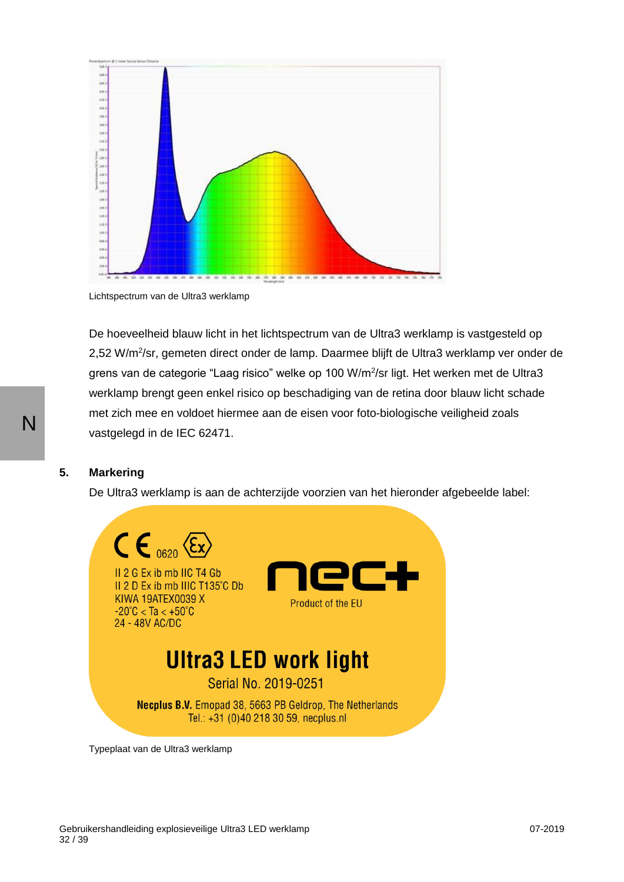Lichtspectrum van de Ultra3 werklamp

De hoeveelheid blauw licht in het lichtspectrum van de Ultra3 werklamp is vastgesteld op 2,52 W/m$^2$/sr, gemeten direct onder de lamp. Daarmee blijft de Ultra3 werklamp ver onder de grens van de categorie “Laag risico” welke op 100 W/m$^2$/sr ligt. Het werken met de Ultra3 werklamp brengt geen enkel risico op beschadiging van de retina door blauw licht schade met zich mee en voldoet hiermee aan de eisen voor foto-biologische veiligheid zoals vastgelegd in de IEC 62471.

## 5. Markering

De Ultra3 werklamp is aan de achterzijde voorzien van het hieronder afgebeelde label:

CE 0620 Ex

II 2 G Ex ib mb IIC T4 Gb
II 2 D Ex ib mb IIIC T135°C Db
KIWA 19ATEX0039 X
-20°C < Ta < +50°C
24 - 48V AC/DC

nec+
Product of the EU

**Ultra3 LED work light**

Serial No. 2019-0251

**Necplus B.V.** Emopad 38, 5663 PB Geldrop, The Netherlands
Tel.: +31 (0)40 218 30 59, necplus.nl

Typeplaat van de Ultra3 werklamp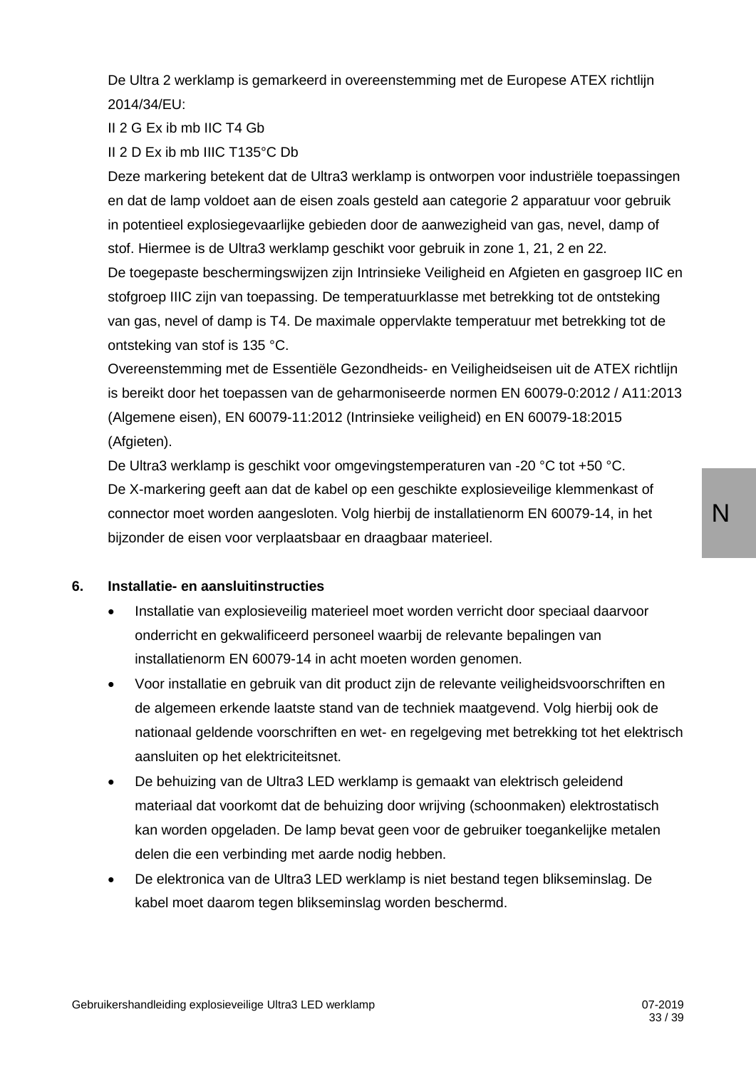De Ultra 2 werklamp is gemarkeerd in overeenstemming met de Europese ATEX richtlijn 2014/34/EU:

II 2 G Ex ib mb IIC T4 Gb

II 2 D Ex ib mb IIIC T135°C Db

Deze markering betekent dat de Ultra3 werklamp is ontworpen voor industriële toepassingen en dat de lamp voldoet aan de eisen zoals gesteld aan categorie 2 apparatuur voor gebruik in potentieel explosiegevaarlijke gebieden door de aanwezigheid van gas, nevel, damp of stof. Hiermee is de Ultra3 werklamp geschikt voor gebruik in zone 1, 21, 2 en 22.
De toegepaste beschermingswijzen zijn Intrinsieke Veiligheid en Afgieten en gasgroep IIC en stofgroep IIIC zijn van toepassing. De temperatuurklasse met betrekking tot de ontsteking van gas, nevel of damp is T4. De maximale oppervlakte temperatuur met betrekking tot de ontsteking van stof is 135 °C.
Overeenstemming met de Essentiële Gezondheids- en Veiligheidseisen uit de ATEX richtlijn is bereikt door het toepassen van de geharmoniseerde normen EN 60079-0:2012 / A11:2013 (Algemene eisen), EN 60079-11:2012 (Intrinsieke veiligheid) en EN 60079-18:2015 (Afgieten).
De Ultra3 werklamp is geschikt voor omgevingstemperaturen van -20 °C tot +50 °C.
De X-markering geeft aan dat de kabel op een geschikte explosieveilige klemmenkast of connector moet worden aangesloten. Volg hierbij de installatienorm EN 60079-14, in het bijzonder de eisen voor verplaatsbaar en draagbaar materieel.

## 6. Installatie- en aansluitinstructies

- Installatie van explosieveilig materieel moet worden verricht door speciaal daarvoor onderricht en gekwalificeerd personeel waarbij de relevante bepalingen van installatienorm EN 60079-14 in acht moeten worden genomen.
- Voor installatie en gebruik van dit product zijn de relevante veiligheidsvoorschriften en de algemeen erkende laatste stand van de techniek maatgevend. Volg hierbij ook de nationaal geldende voorschriften en wet- en regelgeving met betrekking tot het elektrisch aansluiten op het elektriciteitsnet.
- De behuizing van de Ultra3 LED werklamp is gemaakt van elektrisch geleidend materiaal dat voorkomt dat de behuizing door wrijving (schoonmaken) elektrostatisch kan worden opgeladen. De lamp bevat geen voor de gebruiker toegankelijke metalen delen die een verbinding met aarde nodig hebben.
- De elektronica van de Ultra3 LED werklamp is niet bestand tegen blikseminslag. De kabel moet daarom tegen blikseminslag worden beschermd.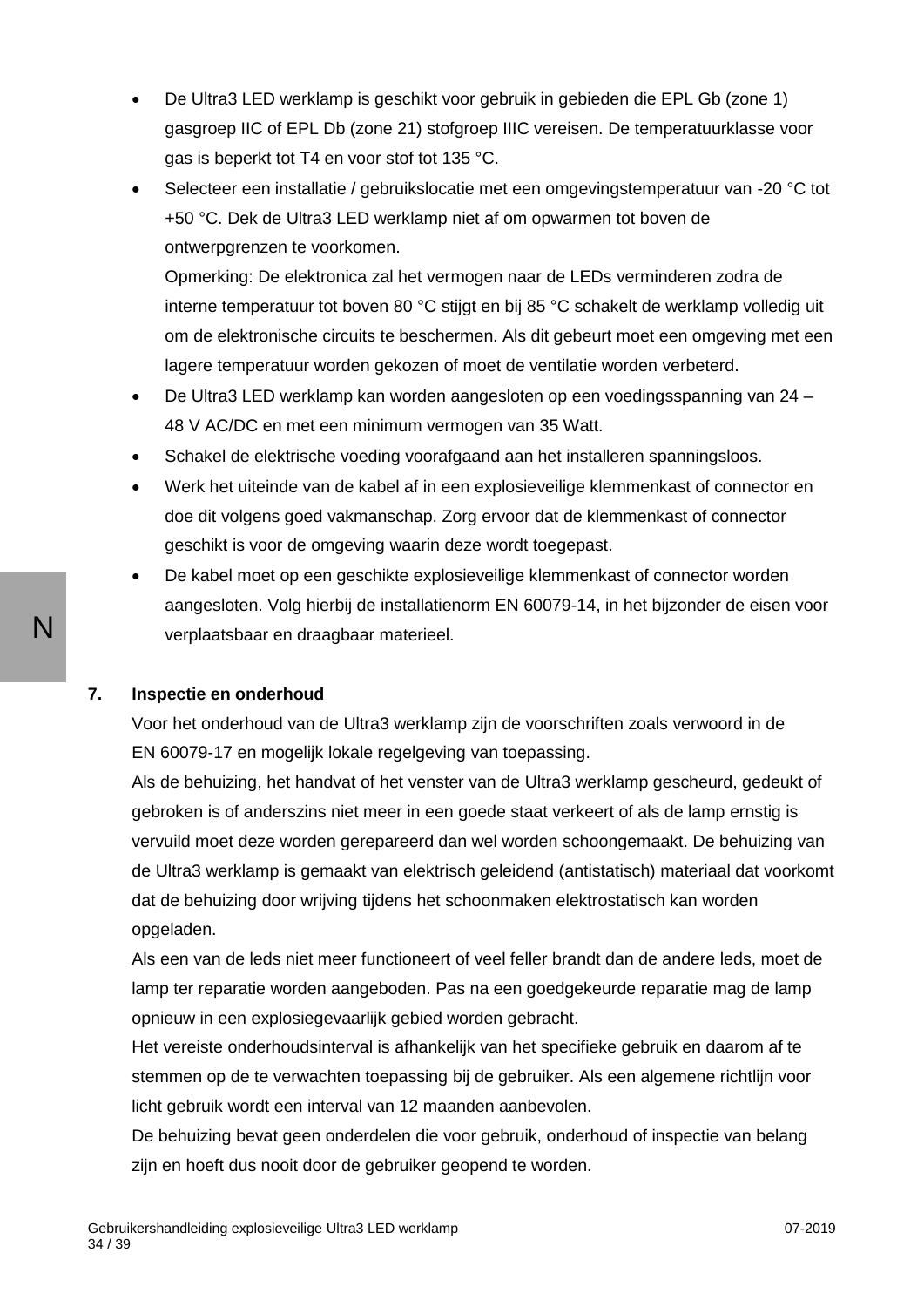- De Ultra3 LED werklamp is geschikt voor gebruik in gebieden die EPL Gb (zone 1) gasgroep IIC of EPL Db (zone 21) stofgroep IIIC vereisen. De temperatuurklasse voor gas is beperkt tot T4 en voor stof tot 135 °C.
- Selecteer een installatie / gebruikslocatie met een omgevingstemperatuur van -20 °C tot +50 °C. Dek de Ultra3 LED werklamp niet af om opwarmen tot boven de ontwerpgrenzen te voorkomen.

  Opmerking: De elektronica zal het vermogen naar de LEDs verminderen zodra de interne temperatuur tot boven 80 °C stijgt en bij 85 °C schakelt de werklamp volledig uit om de elektronische circuits te beschermen. Als dit gebeurt moet een omgeving met een lagere temperatuur worden gekozen of moet de ventilatie worden verbeterd.
- De Ultra3 LED werklamp kan worden aangesloten op een voedingsspanning van 24 – 48 V AC/DC en met een minimum vermogen van 35 Watt.
- Schakel de elektrische voeding voorafgaand aan het installeren spanningsloos.
- Werk het uiteinde van de kabel af in een explosieveilige klemmenkast of connector en doe dit volgens goed vakmanschap. Zorg ervoor dat de klemmenkast of connector geschikt is voor de omgeving waarin deze wordt toegepast.
- De kabel moet op een geschikte explosieveilige klemmenkast of connector worden aangesloten. Volg hierbij de installatienorm EN 60079-14, in het bijzonder de eisen voor verplaatsbaar en draagbaar materieel.

## 7. Inspectie en onderhoud

Voor het onderhoud van de Ultra3 werklamp zijn de voorschriften zoals verwoord in de EN 60079-17 en mogelijk lokale regelgeving van toepassing.

Als de behuizing, het handvat of het venster van de Ultra3 werklamp gescheurd, gedeukt of gebroken is of anderszins niet meer in een goede staat verkeert of als de lamp ernstig is vervuild moet deze worden gerepareerd dan wel worden schoongemaakt. De behuizing van de Ultra3 werklamp is gemaakt van elektrisch geleidend (antistatisch) materiaal dat voorkomt dat de behuizing door wrijving tijdens het schoonmaken elektrostatisch kan worden opgeladen.

Als een van de leds niet meer functioneert of veel feller brandt dan de andere leds, moet de lamp ter reparatie worden aangeboden. Pas na een goedgekeurde reparatie mag de lamp opnieuw in een explosiegevaarlijk gebied worden gebracht.

Het vereiste onderhoudsinterval is afhankelijk van het specifieke gebruik en daarom af te stemmen op de te verwachten toepassing bij de gebruiker. Als een algemene richtlijn voor licht gebruik wordt een interval van 12 maanden aanbevolen.

De behuizing bevat geen onderdelen die voor gebruik, onderhoud of inspectie van belang zijn en hoeft dus nooit door de gebruiker geopend te worden.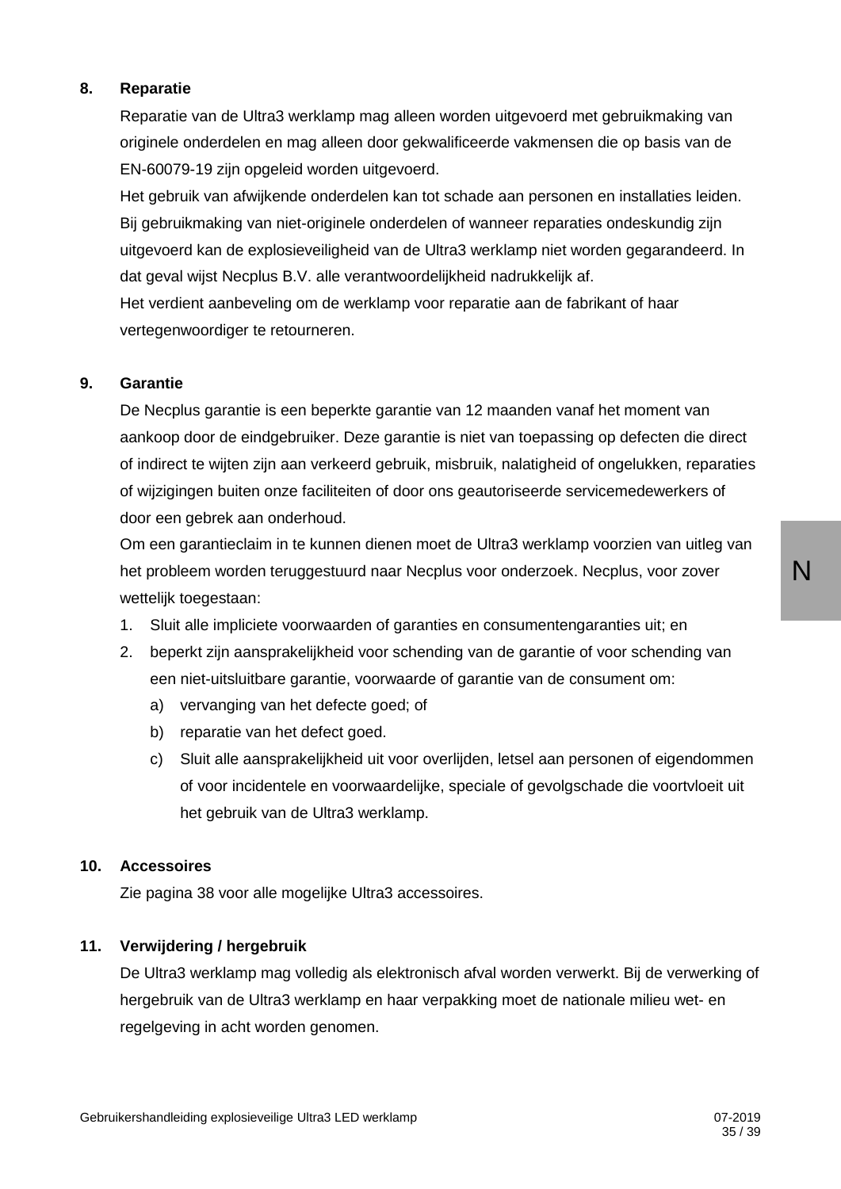## 8. Reparatie

Reparatie van de Ultra3 werklamp mag alleen worden uitgevoerd met gebruikmaking van originele onderdelen en mag alleen door gekwalificeerde vakmensen die op basis van de EN-60079-19 zijn opgeleid worden uitgevoerd.

Het gebruik van afwijkende onderdelen kan tot schade aan personen en installaties leiden. Bij gebruikmaking van niet-originele onderdelen of wanneer reparaties ondeskundig zijn uitgevoerd kan de explosieveiligheid van de Ultra3 werklamp niet worden gegarandeerd. In dat geval wijst Necplus B.V. alle verantwoordelijkheid nadrukkelijk af.

Het verdient aanbeveling om de werklamp voor reparatie aan de fabrikant of haar vertegenwoordiger te retourneren.

## 9. Garantie

De Necplus garantie is een beperkte garantie van 12 maanden vanaf het moment van aankoop door de eindgebruiker. Deze garantie is niet van toepassing op defecten die direct of indirect te wijten zijn aan verkeerd gebruik, misbruik, nalatigheid of ongelukken, reparaties of wijzigingen buiten onze faciliteiten of door ons geautoriseerde servicemedewerkers of door een gebrek aan onderhoud.

Om een garantieclaim in te kunnen dienen moet de Ultra3 werklamp voorzien van uitleg van het probleem worden teruggestuurd naar Necplus voor onderzoek. Necplus, voor zover wettelijk toegestaan:

1. Sluit alle impliciete voorwaarden of garanties en consumentengaranties uit; en
2. beperkt zijn aansprakelijkheid voor schending van de garantie of voor schending van een niet-uitsluitbare garantie, voorwaarde of garantie van de consument om:
   a) vervanging van het defecte goed; of
   b) reparatie van het defect goed.
   c) Sluit alle aansprakelijkheid uit voor overlijden, letsel aan personen of eigendommen of voor incidentele en voorwaardelijke, speciale of gevolgschade die voortvloeit uit het gebruik van de Ultra3 werklamp.

## 10. Accessoires

Zie pagina 38 voor alle mogelijke Ultra3 accessoires.

## 11. Verwijdering / hergebruik

De Ultra3 werklamp mag volledig als elektronisch afval worden verwerkt. Bij de verwerking of hergebruik van de Ultra3 werklamp en haar verpakking moet de nationale milieu wet- en regelgeving in acht worden genomen.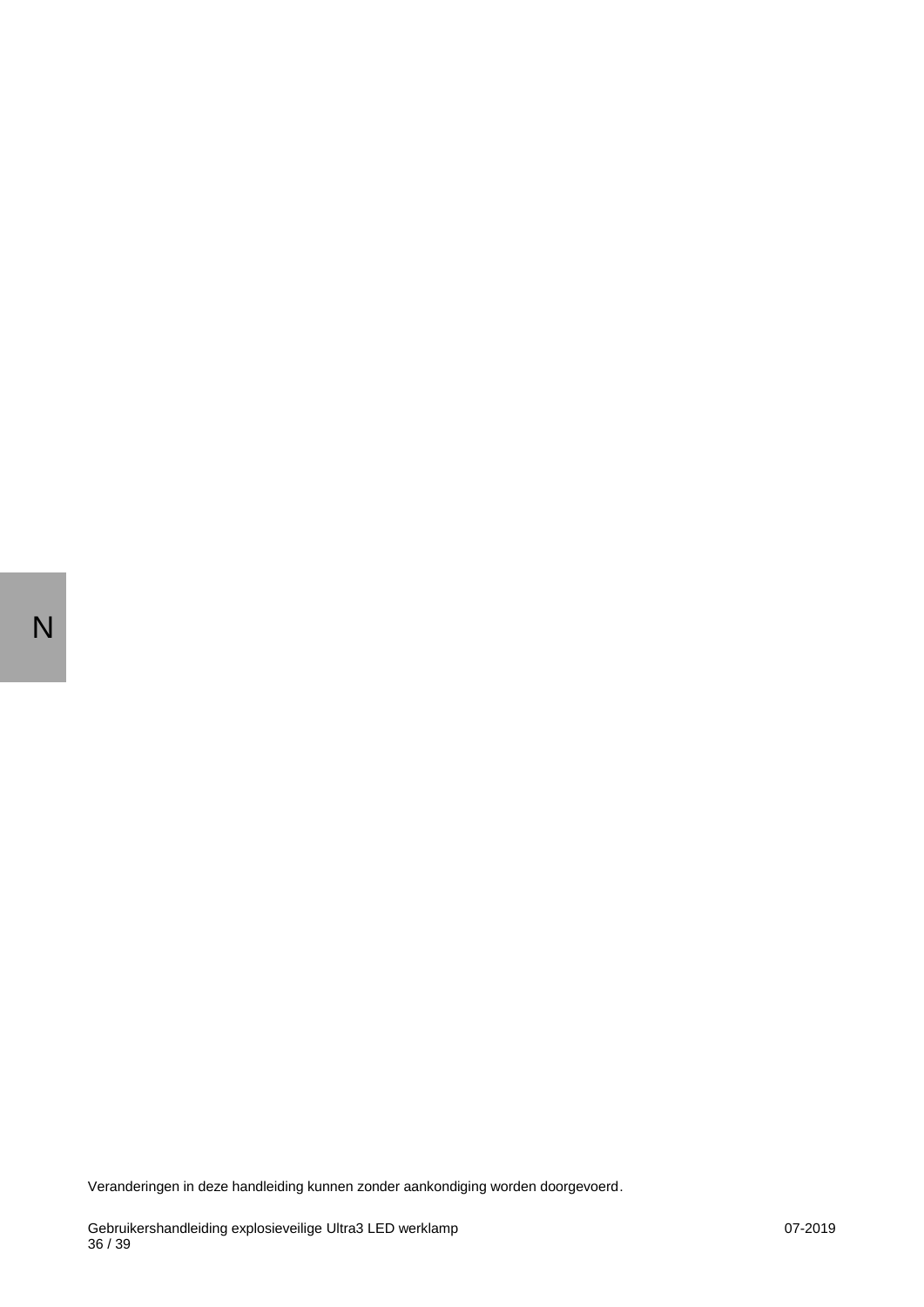Veranderingen in deze handleiding kunnen zonder aankondiging worden doorgevoerd.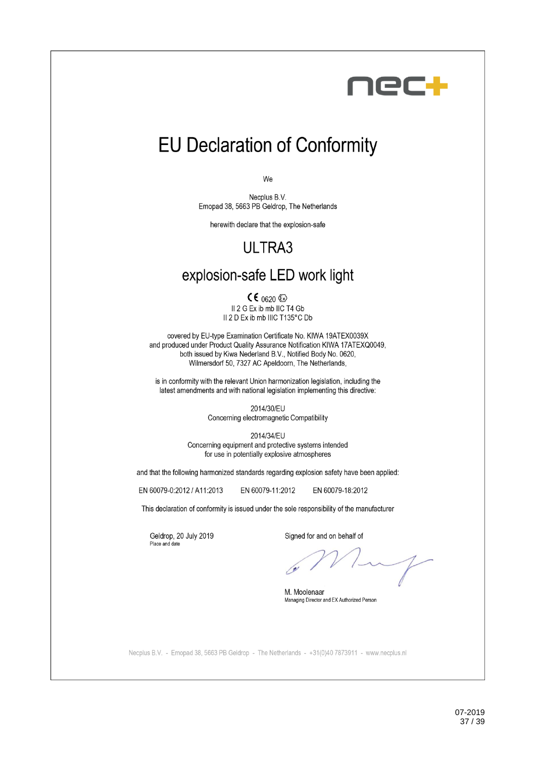# EU Declaration of Conformity

We

Necplus B.V.
Emopad 38, 5663 PB Geldrop, The Netherlands

herewith declare that the explosion-safe

## ULTRA3

## explosion-safe LED work light

CE 0620 Ex
II 2 G Ex ib mb IIC T4 Gb
II 2 D Ex ib mb IIIC T135°C Db

covered by EU-type Examination Certificate No. KIWA 19ATEX0039X
and produced under Product Quality Assurance Notification KIWA 17ATEXQ0049,
both issued by Kiwa Nederland B.V., Notified Body No. 0620,
Wilmersdorf 50, 7327 AC Apeldoorn, The Netherlands,

is in conformity with the relevant Union harmonization legislation, including the latest amendments and with national legislation implementing this directive:

2014/30/EU
Concerning electromagnetic Compatibility

2014/34/EU
Concerning equipment and protective systems intended for use in potentially explosive atmospheres

and that the following harmonized standards regarding explosion safety have been applied:

EN 60079-0:2012 / A11:2013 EN 60079-11:2012 EN 60079-18:2012

This declaration of conformity is issued under the sole responsibility of the manufacturer

Geldrop, 20 July 2019
Place and date

Signed for and on behalf of

M. Moolenaar
Managing Director and EX Authorized Person

Necplus B.V. - Emopad 38, 5663 PB Geldrop - The Netherlands - +31(0)40 7873911 - www.necplus.nl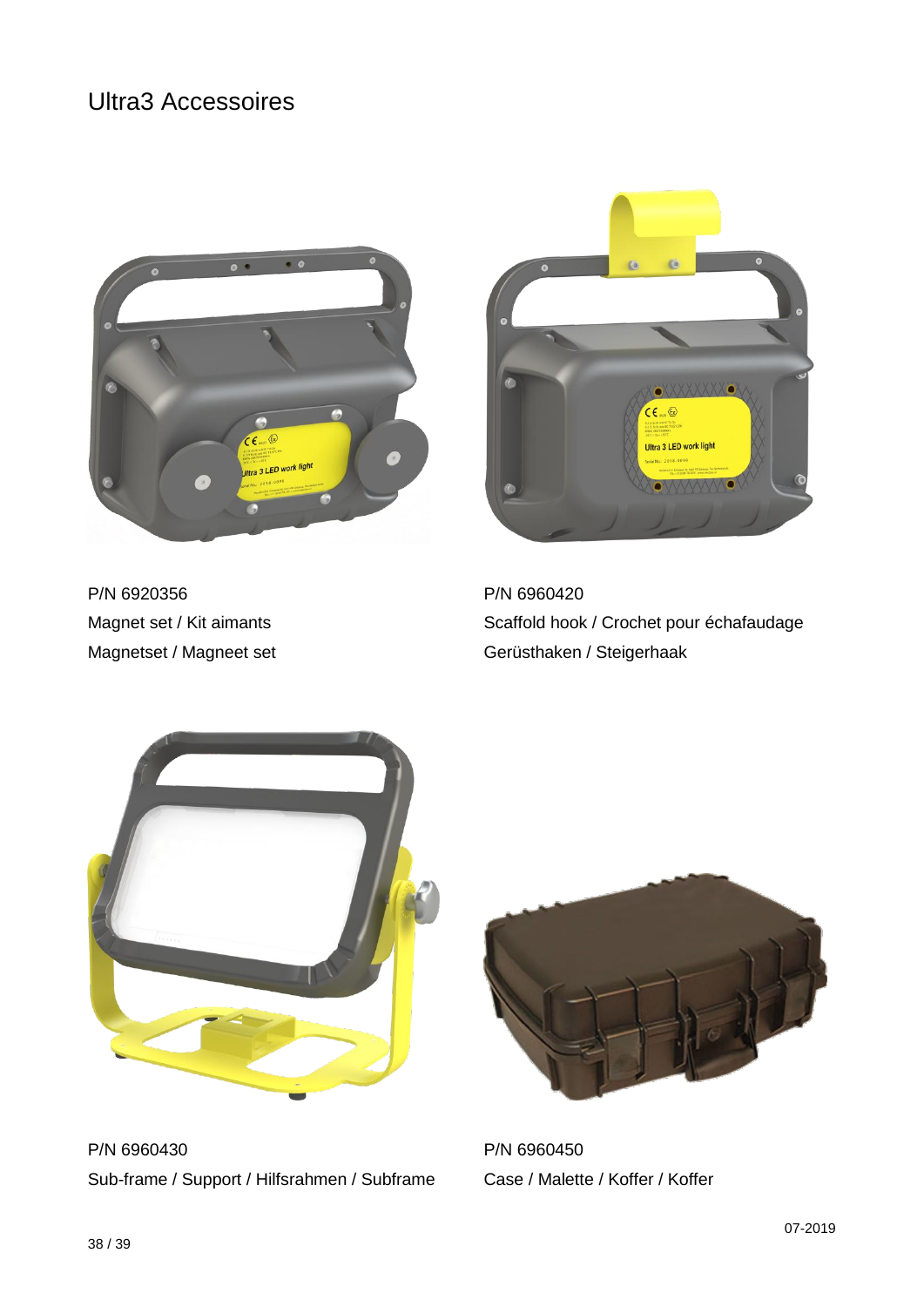# Ultra3 Accessoires

P/N 6920356
Magnet set / Kit aimants
Magnetset / Magneet set

P/N 6960420
Scaffold hook / Crochet pour échafaudage
Gerüsthaken / Steigerhaak

P/N 6960430
Sub-frame / Support / Hilfsrahmen / Subframe

P/N 6960450
Case / Malette / Koffer / Koffer

07-2019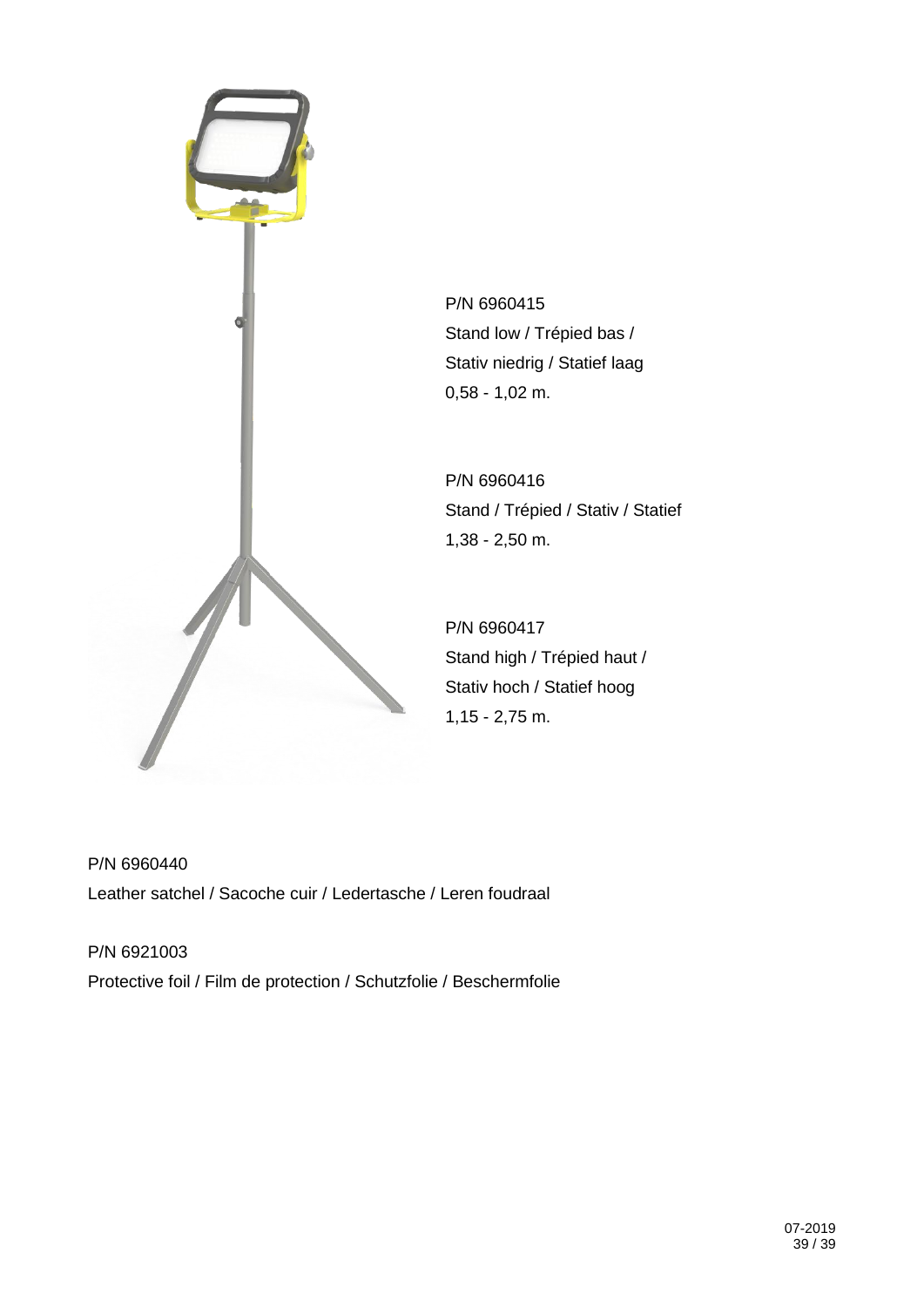P/N 6960415
Stand low / Trépied bas /
Stativ niedrig / Statief laag
0,58 - 1,02 m.

P/N 6960416
Stand / Trépied / Stativ / Statief
1,38 - 2,50 m.

P/N 6960417
Stand high / Trépied haut /
Stativ hoch / Statief hoog
1,15 - 2,75 m.

P/N 6960440
Leather satchel / Sacoche cuir / Ledertasche / Leren foudraal

P/N 6921003
Protective foil / Film de protection / Schutzfolie / Beschermfolie

07-2019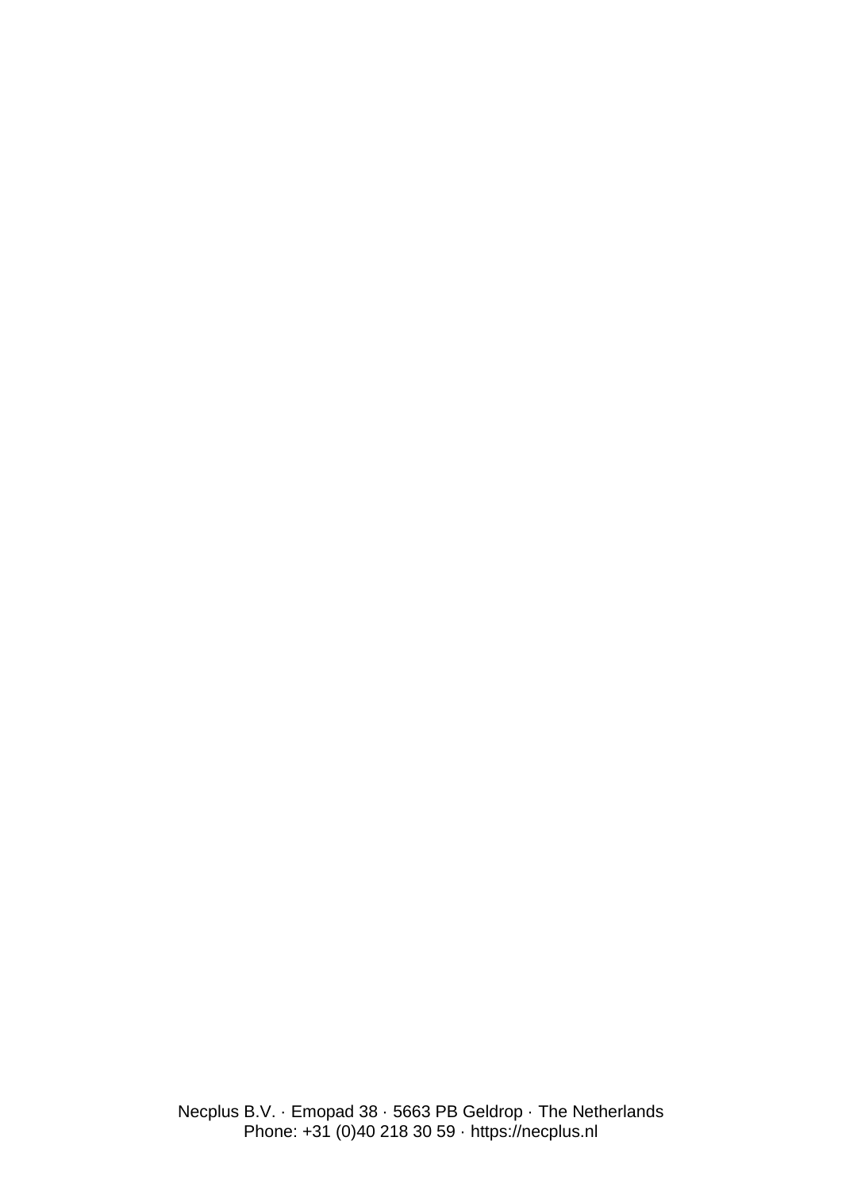Necplus B.V. · Emopad 38 · 5663 PB Geldrop · The Netherlands
Phone: +31 (0)40 218 30 59 · https://necplus.nl